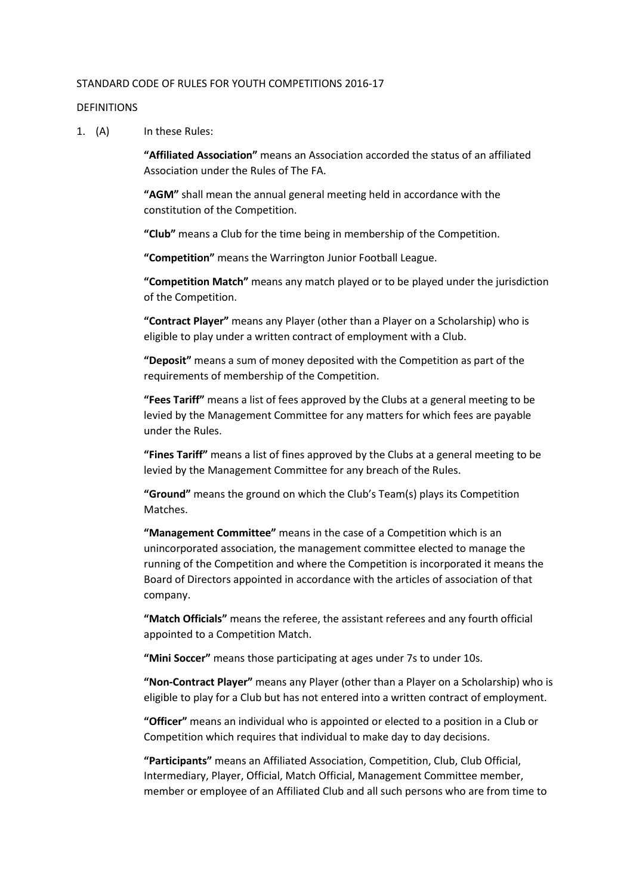STANDARD CODE OF RULES FOR YOUTH COMPETITIONS 2016-17

DEFINITIONS

1. (A) In these Rules:

**"Affiliated Association"** means an Association accorded the status of an affiliated Association under the Rules of The FA.

**"AGM"** shall mean the annual general meeting held in accordance with the constitution of the Competition.

**"Club"** means a Club for the time being in membership of the Competition.

**"Competition"** means the Warrington Junior Football League.

**"Competition Match"** means any match played or to be played under the jurisdiction of the Competition.

**"Contract Player"** means any Player (other than a Player on a Scholarship) who is eligible to play under a written contract of employment with a Club.

**"Deposit"** means a sum of money deposited with the Competition as part of the requirements of membership of the Competition.

**"Fees Tariff"** means a list of fees approved by the Clubs at a general meeting to be levied by the Management Committee for any matters for which fees are payable under the Rules.

**"Fines Tariff"** means a list of fines approved by the Clubs at a general meeting to be levied by the Management Committee for any breach of the Rules.

**"Ground"** means the ground on which the Club's Team(s) plays its Competition Matches.

**"Management Committee"** means in the case of a Competition which is an unincorporated association, the management committee elected to manage the running of the Competition and where the Competition is incorporated it means the Board of Directors appointed in accordance with the articles of association of that company.

**"Match Officials"** means the referee, the assistant referees and any fourth official appointed to a Competition Match.

**"Mini Soccer"** means those participating at ages under 7s to under 10s.

**"Non-Contract Player"** means any Player (other than a Player on a Scholarship) who is eligible to play for a Club but has not entered into a written contract of employment.

**"Officer"** means an individual who is appointed or elected to a position in a Club or Competition which requires that individual to make day to day decisions.

**"Participants"** means an Affiliated Association, Competition, Club, Club Official, Intermediary, Player, Official, Match Official, Management Committee member, member or employee of an Affiliated Club and all such persons who are from time to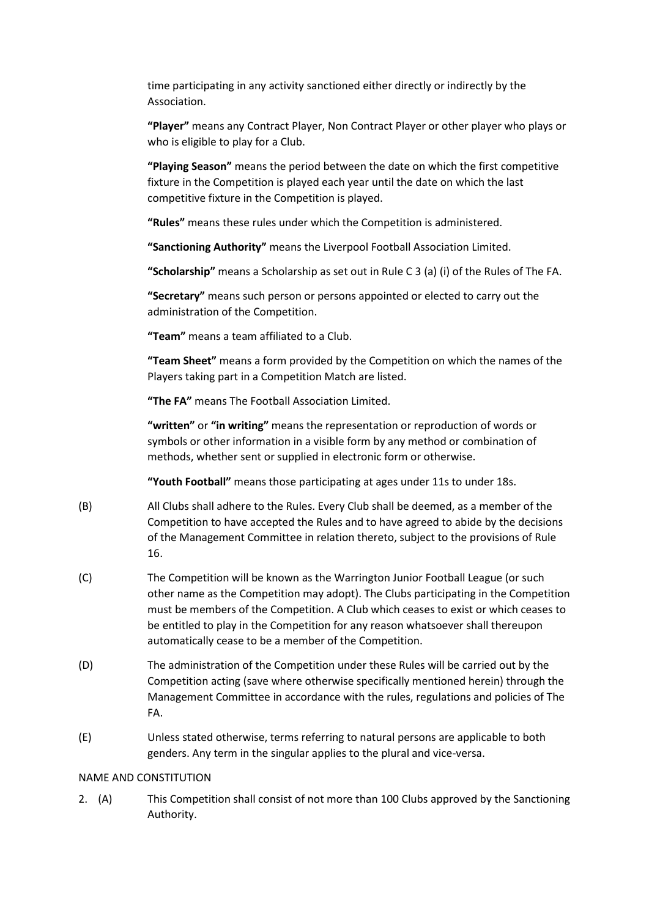time participating in any activity sanctioned either directly or indirectly by the Association.

**"Player"** means any Contract Player, Non Contract Player or other player who plays or who is eligible to play for a Club.

**"Playing Season"** means the period between the date on which the first competitive fixture in the Competition is played each year until the date on which the last competitive fixture in the Competition is played.

**"Rules"** means these rules under which the Competition is administered.

**"Sanctioning Authority"** means the Liverpool Football Association Limited.

**"Scholarship"** means a Scholarship as set out in Rule C 3 (a) (i) of the Rules of The FA.

**"Secretary"** means such person or persons appointed or elected to carry out the administration of the Competition.

**"Team"** means a team affiliated to a Club.

**"Team Sheet"** means a form provided by the Competition on which the names of the Players taking part in a Competition Match are listed.

**"The FA"** means The Football Association Limited.

**"written"** or **"in writing"** means the representation or reproduction of words or symbols or other information in a visible form by any method or combination of methods, whether sent or supplied in electronic form or otherwise.

**"Youth Football"** means those participating at ages under 11s to under 18s.

(B) All Clubs shall adhere to the Rules. Every Club shall be deemed, as a member of the Competition to have accepted the Rules and to have agreed to abide by the decisions of the Management Committee in relation thereto, subject to the provisions of Rule 16.

(C) The Competition will be known as the Warrington Junior Football League (or such other name as the Competition may adopt). The Clubs participating in the Competition must be members of the Competition. A Club which ceases to exist or which ceases to be entitled to play in the Competition for any reason whatsoever shall thereupon automatically cease to be a member of the Competition.

(D) The administration of the Competition under these Rules will be carried out by the Competition acting (save where otherwise specifically mentioned herein) through the Management Committee in accordance with the rules, regulations and policies of The FA.

(E) Unless stated otherwise, terms referring to natural persons are applicable to both genders. Any term in the singular applies to the plural and vice-versa.

NAME AND CONSTITUTION

2. (A) This Competition shall consist of not more than 100 Clubs approved by the Sanctioning Authority.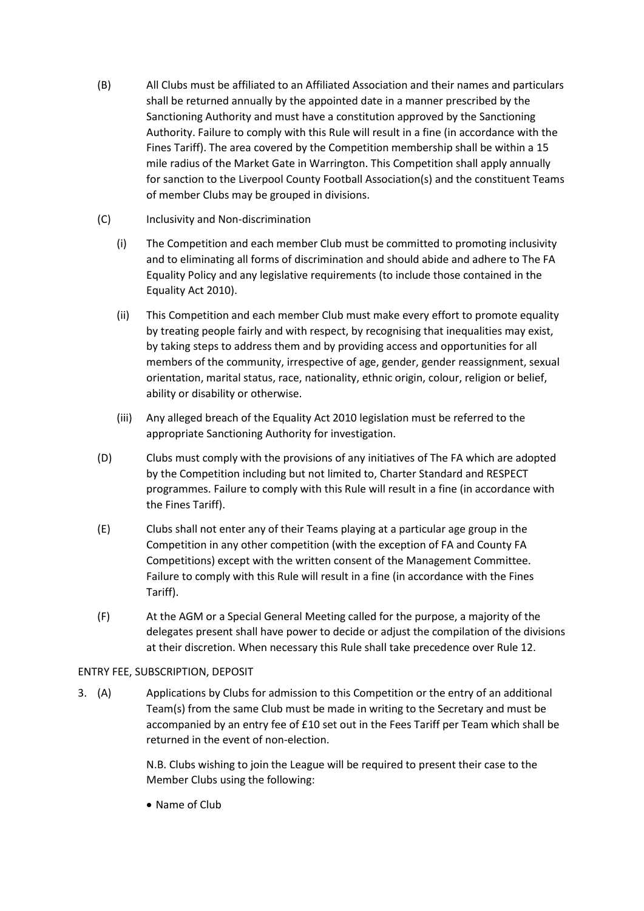(B) All Clubs must be affiliated to an Affiliated Association and their names and particulars shall be returned annually by the appointed date in a manner prescribed by the Sanctioning Authority and must have a constitution approved by the Sanctioning Authority. Failure to comply with this Rule will result in a fine (in accordance with the Fines Tariff). The area covered by the Competition membership shall be within a 15 mile radius of the Market Gate in Warrington. This Competition shall apply annually for sanction to the Liverpool County Football Association(s) and the constituent Teams of member Clubs may be grouped in divisions.

(C) Inclusivity and Non-discrimination

(i) The Competition and each member Club must be committed to promoting inclusivity and to eliminating all forms of discrimination and should abide and adhere to The FA Equality Policy and any legislative requirements (to include those contained in the Equality Act 2010).

(ii) This Competition and each member Club must make every effort to promote equality by treating people fairly and with respect, by recognising that inequalities may exist, by taking steps to address them and by providing access and opportunities for all members of the community, irrespective of age, gender, gender reassignment, sexual orientation, marital status, race, nationality, ethnic origin, colour, religion or belief, ability or disability or otherwise.

(iii) Any alleged breach of the Equality Act 2010 legislation must be referred to the appropriate Sanctioning Authority for investigation.

(D) Clubs must comply with the provisions of any initiatives of The FA which are adopted by the Competition including but not limited to, Charter Standard and RESPECT programmes. Failure to comply with this Rule will result in a fine (in accordance with the Fines Tariff).

(E) Clubs shall not enter any of their Teams playing at a particular age group in the Competition in any other competition (with the exception of FA and County FA Competitions) except with the written consent of the Management Committee. Failure to comply with this Rule will result in a fine (in accordance with the Fines Tariff).

(F) At the AGM or a Special General Meeting called for the purpose, a majority of the delegates present shall have power to decide or adjust the compilation of the divisions at their discretion. When necessary this Rule shall take precedence over Rule 12.

ENTRY FEE, SUBSCRIPTION, DEPOSIT

3. (A) Applications by Clubs for admission to this Competition or the entry of an additional Team(s) from the same Club must be made in writing to the Secretary and must be accompanied by an entry fee of £10 set out in the Fees Tariff per Team which shall be returned in the event of non-election.

N.B. Clubs wishing to join the League will be required to present their case to the Member Clubs using the following:

- Name of Club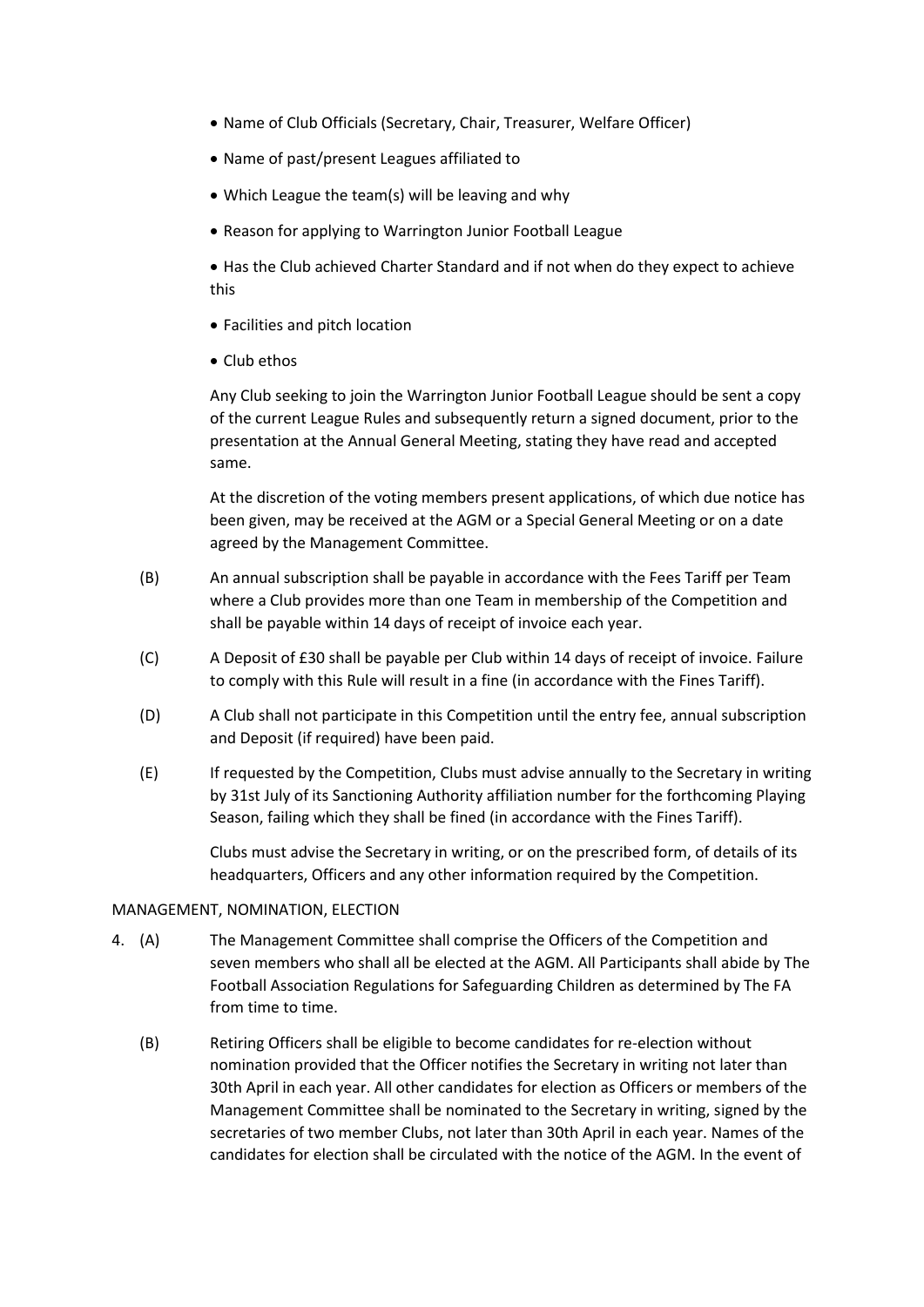- Name of Club Officials (Secretary, Chair, Treasurer, Welfare Officer)
- Name of past/present Leagues affiliated to
- Which League the team(s) will be leaving and why
- Reason for applying to Warrington Junior Football League
- Has the Club achieved Charter Standard and if not when do they expect to achieve this
- Facilities and pitch location
- Club ethos

Any Club seeking to join the Warrington Junior Football League should be sent a copy of the current League Rules and subsequently return a signed document, prior to the presentation at the Annual General Meeting, stating they have read and accepted same.

At the discretion of the voting members present applications, of which due notice has been given, may be received at the AGM or a Special General Meeting or on a date agreed by the Management Committee.

(B) An annual subscription shall be payable in accordance with the Fees Tariff per Team where a Club provides more than one Team in membership of the Competition and shall be payable within 14 days of receipt of invoice each year.

(C) A Deposit of £30 shall be payable per Club within 14 days of receipt of invoice. Failure to comply with this Rule will result in a fine (in accordance with the Fines Tariff).

(D) A Club shall not participate in this Competition until the entry fee, annual subscription and Deposit (if required) have been paid.

(E) If requested by the Competition, Clubs must advise annually to the Secretary in writing by 31st July of its Sanctioning Authority affiliation number for the forthcoming Playing Season, failing which they shall be fined (in accordance with the Fines Tariff).

Clubs must advise the Secretary in writing, or on the prescribed form, of details of its headquarters, Officers and any other information required by the Competition.

MANAGEMENT, NOMINATION, ELECTION

4. (A) The Management Committee shall comprise the Officers of the Competition and seven members who shall all be elected at the AGM. All Participants shall abide by The Football Association Regulations for Safeguarding Children as determined by The FA from time to time.

(B) Retiring Officers shall be eligible to become candidates for re-election without nomination provided that the Officer notifies the Secretary in writing not later than 30th April in each year. All other candidates for election as Officers or members of the Management Committee shall be nominated to the Secretary in writing, signed by the secretaries of two member Clubs, not later than 30th April in each year. Names of the candidates for election shall be circulated with the notice of the AGM. In the event of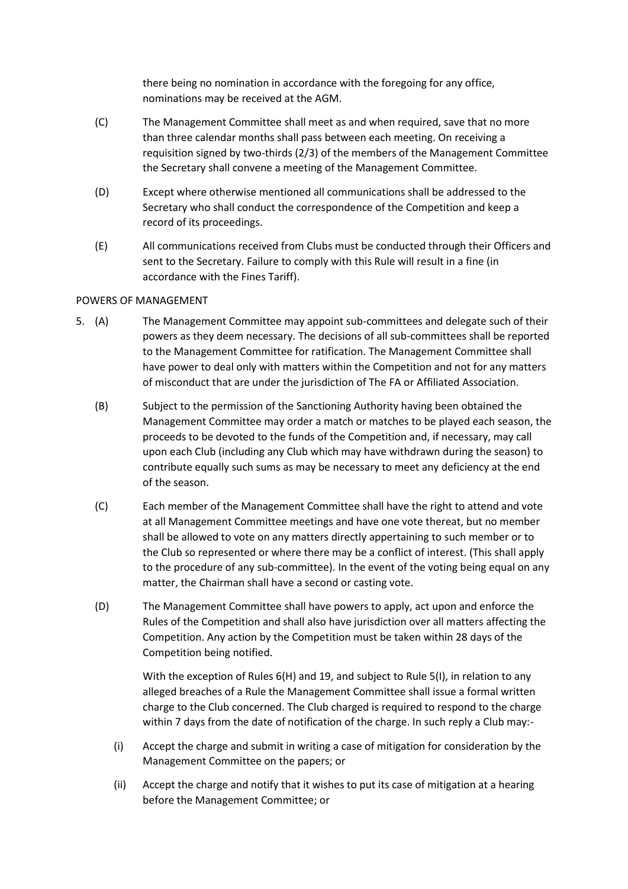there being no nomination in accordance with the foregoing for any office, nominations may be received at the AGM.

(C) The Management Committee shall meet as and when required, save that no more than three calendar months shall pass between each meeting. On receiving a requisition signed by two-thirds (2/3) of the members of the Management Committee the Secretary shall convene a meeting of the Management Committee.

(D) Except where otherwise mentioned all communications shall be addressed to the Secretary who shall conduct the correspondence of the Competition and keep a record of its proceedings.

(E) All communications received from Clubs must be conducted through their Officers and sent to the Secretary. Failure to comply with this Rule will result in a fine (in accordance with the Fines Tariff).

POWERS OF MANAGEMENT

5. (A) The Management Committee may appoint sub-committees and delegate such of their powers as they deem necessary. The decisions of all sub-committees shall be reported to the Management Committee for ratification. The Management Committee shall have power to deal only with matters within the Competition and not for any matters of misconduct that are under the jurisdiction of The FA or Affiliated Association.

(B) Subject to the permission of the Sanctioning Authority having been obtained the Management Committee may order a match or matches to be played each season, the proceeds to be devoted to the funds of the Competition and, if necessary, may call upon each Club (including any Club which may have withdrawn during the season) to contribute equally such sums as may be necessary to meet any deficiency at the end of the season.

(C) Each member of the Management Committee shall have the right to attend and vote at all Management Committee meetings and have one vote thereat, but no member shall be allowed to vote on any matters directly appertaining to such member or to the Club so represented or where there may be a conflict of interest. (This shall apply to the procedure of any sub-committee). In the event of the voting being equal on any matter, the Chairman shall have a second or casting vote.

(D) The Management Committee shall have powers to apply, act upon and enforce the Rules of the Competition and shall also have jurisdiction over all matters affecting the Competition. Any action by the Competition must be taken within 28 days of the Competition being notified.

With the exception of Rules 6(H) and 19, and subject to Rule 5(I), in relation to any alleged breaches of a Rule the Management Committee shall issue a formal written charge to the Club concerned. The Club charged is required to respond to the charge within 7 days from the date of notification of the charge. In such reply a Club may:-

(i) Accept the charge and submit in writing a case of mitigation for consideration by the Management Committee on the papers; or

(ii) Accept the charge and notify that it wishes to put its case of mitigation at a hearing before the Management Committee; or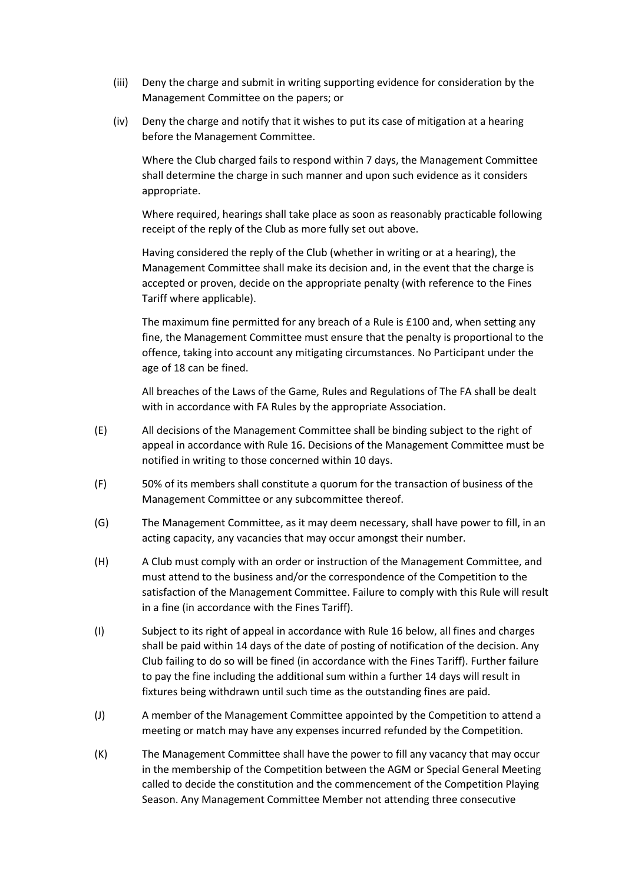(iii) Deny the charge and submit in writing supporting evidence for consideration by the Management Committee on the papers; or

(iv) Deny the charge and notify that it wishes to put its case of mitigation at a hearing before the Management Committee.

Where the Club charged fails to respond within 7 days, the Management Committee shall determine the charge in such manner and upon such evidence as it considers appropriate.

Where required, hearings shall take place as soon as reasonably practicable following receipt of the reply of the Club as more fully set out above.

Having considered the reply of the Club (whether in writing or at a hearing), the Management Committee shall make its decision and, in the event that the charge is accepted or proven, decide on the appropriate penalty (with reference to the Fines Tariff where applicable).

The maximum fine permitted for any breach of a Rule is £100 and, when setting any fine, the Management Committee must ensure that the penalty is proportional to the offence, taking into account any mitigating circumstances. No Participant under the age of 18 can be fined.

All breaches of the Laws of the Game, Rules and Regulations of The FA shall be dealt with in accordance with FA Rules by the appropriate Association.

(E) All decisions of the Management Committee shall be binding subject to the right of appeal in accordance with Rule 16. Decisions of the Management Committee must be notified in writing to those concerned within 10 days.

(F) 50% of its members shall constitute a quorum for the transaction of business of the Management Committee or any subcommittee thereof.

(G) The Management Committee, as it may deem necessary, shall have power to fill, in an acting capacity, any vacancies that may occur amongst their number.

(H) A Club must comply with an order or instruction of the Management Committee, and must attend to the business and/or the correspondence of the Competition to the satisfaction of the Management Committee. Failure to comply with this Rule will result in a fine (in accordance with the Fines Tariff).

(I) Subject to its right of appeal in accordance with Rule 16 below, all fines and charges shall be paid within 14 days of the date of posting of notification of the decision. Any Club failing to do so will be fined (in accordance with the Fines Tariff). Further failure to pay the fine including the additional sum within a further 14 days will result in fixtures being withdrawn until such time as the outstanding fines are paid.

(J) A member of the Management Committee appointed by the Competition to attend a meeting or match may have any expenses incurred refunded by the Competition.

(K) The Management Committee shall have the power to fill any vacancy that may occur in the membership of the Competition between the AGM or Special General Meeting called to decide the constitution and the commencement of the Competition Playing Season. Any Management Committee Member not attending three consecutive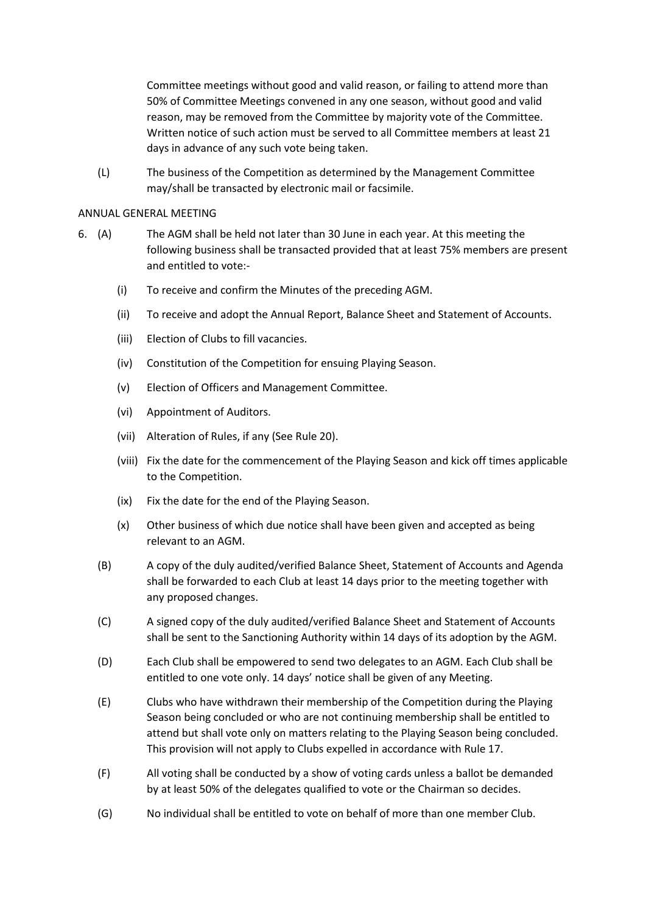Committee meetings without good and valid reason, or failing to attend more than 50% of Committee Meetings convened in any one season, without good and valid reason, may be removed from the Committee by majority vote of the Committee. Written notice of such action must be served to all Committee members at least 21 days in advance of any such vote being taken.

(L) The business of the Competition as determined by the Management Committee may/shall be transacted by electronic mail or facsimile.

ANNUAL GENERAL MEETING

6. (A) The AGM shall be held not later than 30 June in each year. At this meeting the following business shall be transacted provided that at least 75% members are present and entitled to vote:-

   (i) To receive and confirm the Minutes of the preceding AGM.

   (ii) To receive and adopt the Annual Report, Balance Sheet and Statement of Accounts.

   (iii) Election of Clubs to fill vacancies.

   (iv) Constitution of the Competition for ensuing Playing Season.

   (v) Election of Officers and Management Committee.

   (vi) Appointment of Auditors.

   (vii) Alteration of Rules, if any (See Rule 20).

   (viii) Fix the date for the commencement of the Playing Season and kick off times applicable to the Competition.

   (ix) Fix the date for the end of the Playing Season.

   (x) Other business of which due notice shall have been given and accepted as being relevant to an AGM.

(B) A copy of the duly audited/verified Balance Sheet, Statement of Accounts and Agenda shall be forwarded to each Club at least 14 days prior to the meeting together with any proposed changes.

(C) A signed copy of the duly audited/verified Balance Sheet and Statement of Accounts shall be sent to the Sanctioning Authority within 14 days of its adoption by the AGM.

(D) Each Club shall be empowered to send two delegates to an AGM. Each Club shall be entitled to one vote only. 14 days' notice shall be given of any Meeting.

(E) Clubs who have withdrawn their membership of the Competition during the Playing Season being concluded or who are not continuing membership shall be entitled to attend but shall vote only on matters relating to the Playing Season being concluded. This provision will not apply to Clubs expelled in accordance with Rule 17.

(F) All voting shall be conducted by a show of voting cards unless a ballot be demanded by at least 50% of the delegates qualified to vote or the Chairman so decides.

(G) No individual shall be entitled to vote on behalf of more than one member Club.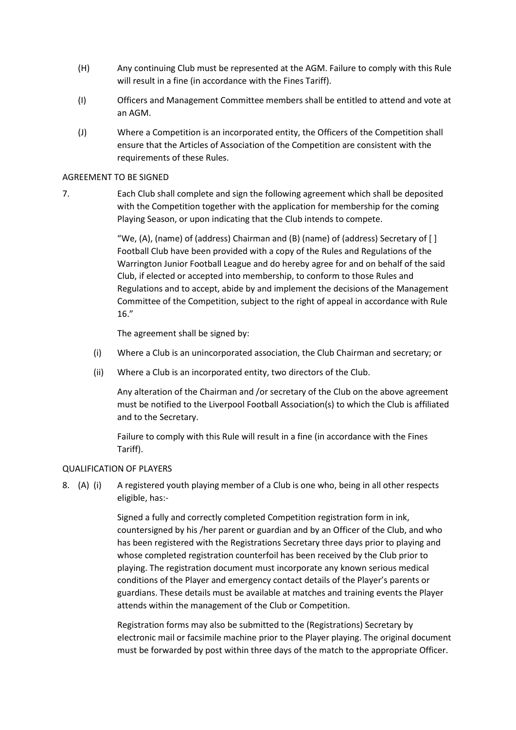(H) Any continuing Club must be represented at the AGM. Failure to comply with this Rule will result in a fine (in accordance with the Fines Tariff).

(I) Officers and Management Committee members shall be entitled to attend and vote at an AGM.

(J) Where a Competition is an incorporated entity, the Officers of the Competition shall ensure that the Articles of Association of the Competition are consistent with the requirements of these Rules.

AGREEMENT TO BE SIGNED

7. Each Club shall complete and sign the following agreement which shall be deposited with the Competition together with the application for membership for the coming Playing Season, or upon indicating that the Club intends to compete.

"We, (A), (name) of (address) Chairman and (B) (name) of (address) Secretary of [ ] Football Club have been provided with a copy of the Rules and Regulations of the Warrington Junior Football League and do hereby agree for and on behalf of the said Club, if elected or accepted into membership, to conform to those Rules and Regulations and to accept, abide by and implement the decisions of the Management Committee of the Competition, subject to the right of appeal in accordance with Rule 16."

The agreement shall be signed by:

(i) Where a Club is an unincorporated association, the Club Chairman and secretary; or

(ii) Where a Club is an incorporated entity, two directors of the Club.

Any alteration of the Chairman and /or secretary of the Club on the above agreement must be notified to the Liverpool Football Association(s) to which the Club is affiliated and to the Secretary.

Failure to comply with this Rule will result in a fine (in accordance with the Fines Tariff).

QUALIFICATION OF PLAYERS

8. (A) (i) A registered youth playing member of a Club is one who, being in all other respects eligible, has:-

Signed a fully and correctly completed Competition registration form in ink, countersigned by his /her parent or guardian and by an Officer of the Club, and who has been registered with the Registrations Secretary three days prior to playing and whose completed registration counterfoil has been received by the Club prior to playing. The registration document must incorporate any known serious medical conditions of the Player and emergency contact details of the Player's parents or guardians. These details must be available at matches and training events the Player attends within the management of the Club or Competition.

Registration forms may also be submitted to the (Registrations) Secretary by electronic mail or facsimile machine prior to the Player playing. The original document must be forwarded by post within three days of the match to the appropriate Officer.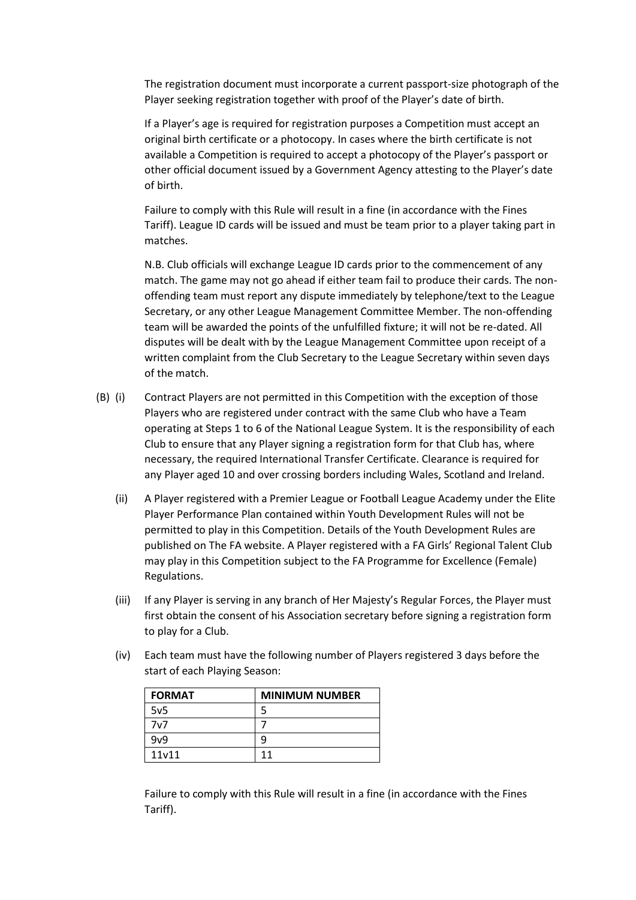The registration document must incorporate a current passport-size photograph of the Player seeking registration together with proof of the Player's date of birth.

If a Player's age is required for registration purposes a Competition must accept an original birth certificate or a photocopy. In cases where the birth certificate is not available a Competition is required to accept a photocopy of the Player's passport or other official document issued by a Government Agency attesting to the Player's date of birth.

Failure to comply with this Rule will result in a fine (in accordance with the Fines Tariff). League ID cards will be issued and must be team prior to a player taking part in matches.

N.B. Club officials will exchange League ID cards prior to the commencement of any match. The game may not go ahead if either team fail to produce their cards. The non-offending team must report any dispute immediately by telephone/text to the League Secretary, or any other League Management Committee Member. The non-offending team will be awarded the points of the unfulfilled fixture; it will not be re-dated. All disputes will be dealt with by the League Management Committee upon receipt of a written complaint from the Club Secretary to the League Secretary within seven days of the match.

(B) (i) Contract Players are not permitted in this Competition with the exception of those Players who are registered under contract with the same Club who have a Team operating at Steps 1 to 6 of the National League System. It is the responsibility of each Club to ensure that any Player signing a registration form for that Club has, where necessary, the required International Transfer Certificate. Clearance is required for any Player aged 10 and over crossing borders including Wales, Scotland and Ireland.

(ii) A Player registered with a Premier League or Football League Academy under the Elite Player Performance Plan contained within Youth Development Rules will not be permitted to play in this Competition. Details of the Youth Development Rules are published on The FA website. A Player registered with a FA Girls' Regional Talent Club may play in this Competition subject to the FA Programme for Excellence (Female) Regulations.

(iii) If any Player is serving in any branch of Her Majesty's Regular Forces, the Player must first obtain the consent of his Association secretary before signing a registration form to play for a Club.

(iv) Each team must have the following number of Players registered 3 days before the start of each Playing Season:

| FORMAT | MINIMUM NUMBER |
| --- | --- |
| 5v5 | 5 |
| 7v7 | 7 |
| 9v9 | 9 |
| 11v11 | 11 |

Failure to comply with this Rule will result in a fine (in accordance with the Fines Tariff).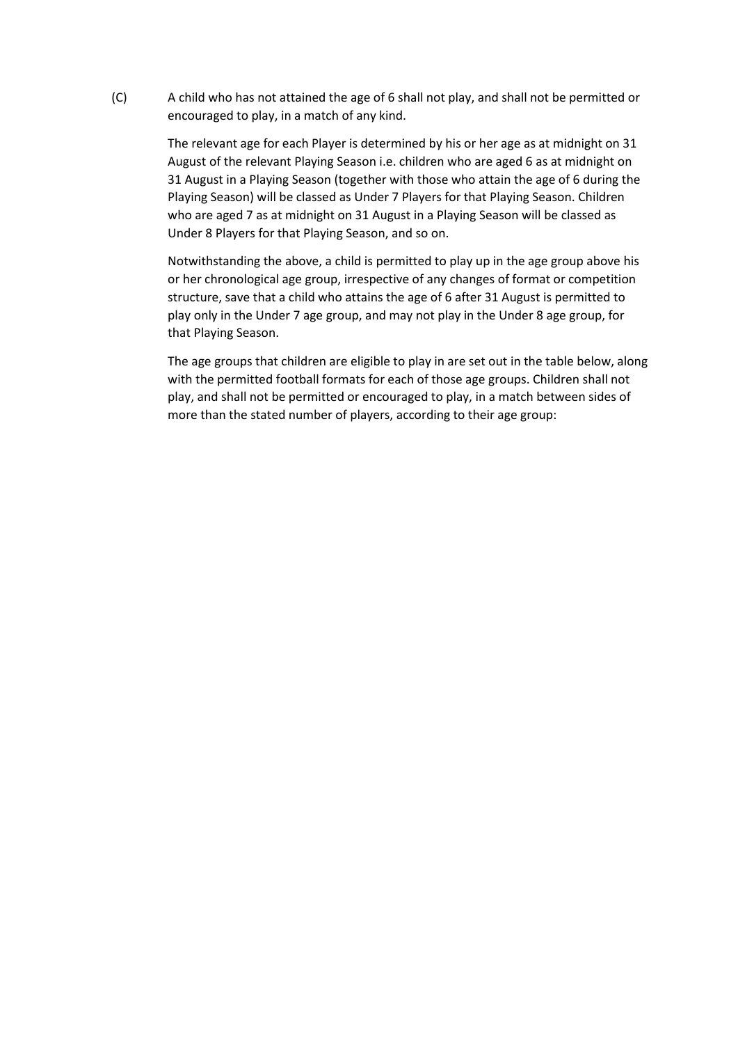(C) A child who has not attained the age of 6 shall not play, and shall not be permitted or encouraged to play, in a match of any kind.

The relevant age for each Player is determined by his or her age as at midnight on 31 August of the relevant Playing Season i.e. children who are aged 6 as at midnight on 31 August in a Playing Season (together with those who attain the age of 6 during the Playing Season) will be classed as Under 7 Players for that Playing Season. Children who are aged 7 as at midnight on 31 August in a Playing Season will be classed as Under 8 Players for that Playing Season, and so on.

Notwithstanding the above, a child is permitted to play up in the age group above his or her chronological age group, irrespective of any changes of format or competition structure, save that a child who attains the age of 6 after 31 August is permitted to play only in the Under 7 age group, and may not play in the Under 8 age group, for that Playing Season.

The age groups that children are eligible to play in are set out in the table below, along with the permitted football formats for each of those age groups. Children shall not play, and shall not be permitted or encouraged to play, in a match between sides of more than the stated number of players, according to their age group: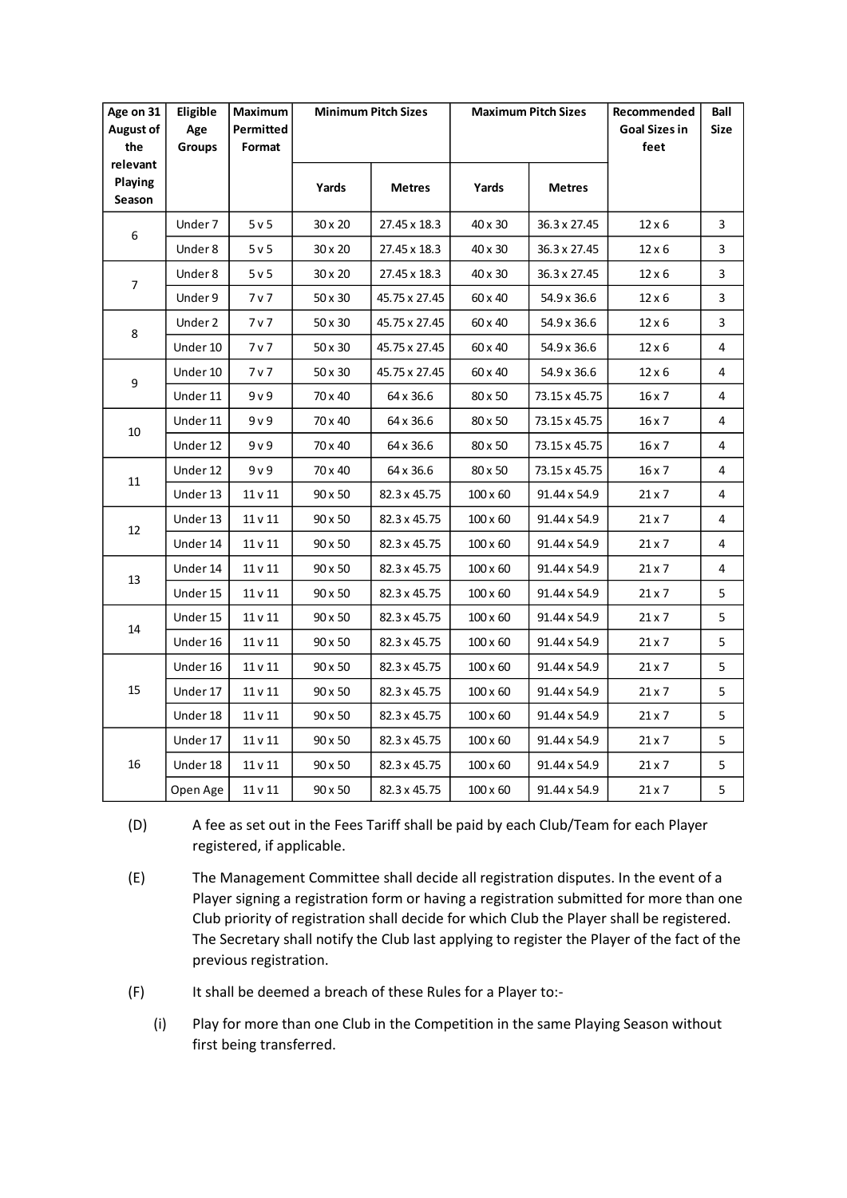| Age on 31 August of the relevant Playing Season | Eligible Age Groups | Maximum Permitted Format | Minimum Pitch Sizes | | Maximum Pitch Sizes | | Recommended Goal Sizes in feet | Ball Size |
|---|---|---|---|---|---|---|---|---|
| | | | Yards | Metres | Yards | Metres | | |
| 6 | Under 7 | 5 v 5 | 30 x 20 | 27.45 x 18.3 | 40 x 30 | 36.3 x 27.45 | 12 x 6 | 3 |
| | Under 8 | 5 v 5 | 30 x 20 | 27.45 x 18.3 | 40 x 30 | 36.3 x 27.45 | 12 x 6 | 3 |
| 7 | Under 8 | 5 v 5 | 30 x 20 | 27.45 x 18.3 | 40 x 30 | 36.3 x 27.45 | 12 x 6 | 3 |
| | Under 9 | 7 v 7 | 50 x 30 | 45.75 x 27.45 | 60 x 40 | 54.9 x 36.6 | 12 x 6 | 3 |
| 8 | Under 2 | 7 v 7 | 50 x 30 | 45.75 x 27.45 | 60 x 40 | 54.9 x 36.6 | 12 x 6 | 3 |
| | Under 10 | 7 v 7 | 50 x 30 | 45.75 x 27.45 | 60 x 40 | 54.9 x 36.6 | 12 x 6 | 4 |
| 9 | Under 10 | 7 v 7 | 50 x 30 | 45.75 x 27.45 | 60 x 40 | 54.9 x 36.6 | 12 x 6 | 4 |
| | Under 11 | 9 v 9 | 70 x 40 | 64 x 36.6 | 80 x 50 | 73.15 x 45.75 | 16 x 7 | 4 |
| 10 | Under 11 | 9 v 9 | 70 x 40 | 64 x 36.6 | 80 x 50 | 73.15 x 45.75 | 16 x 7 | 4 |
| | Under 12 | 9 v 9 | 70 x 40 | 64 x 36.6 | 80 x 50 | 73.15 x 45.75 | 16 x 7 | 4 |
| 11 | Under 12 | 9 v 9 | 70 x 40 | 64 x 36.6 | 80 x 50 | 73.15 x 45.75 | 16 x 7 | 4 |
| | Under 13 | 11 v 11 | 90 x 50 | 82.3 x 45.75 | 100 x 60 | 91.44 x 54.9 | 21 x 7 | 4 |
| 12 | Under 13 | 11 v 11 | 90 x 50 | 82.3 x 45.75 | 100 x 60 | 91.44 x 54.9 | 21 x 7 | 4 |
| | Under 14 | 11 v 11 | 90 x 50 | 82.3 x 45.75 | 100 x 60 | 91.44 x 54.9 | 21 x 7 | 4 |
| 13 | Under 14 | 11 v 11 | 90 x 50 | 82.3 x 45.75 | 100 x 60 | 91.44 x 54.9 | 21 x 7 | 4 |
| | Under 15 | 11 v 11 | 90 x 50 | 82.3 x 45.75 | 100 x 60 | 91.44 x 54.9 | 21 x 7 | 5 |
| 14 | Under 15 | 11 v 11 | 90 x 50 | 82.3 x 45.75 | 100 x 60 | 91.44 x 54.9 | 21 x 7 | 5 |
| | Under 16 | 11 v 11 | 90 x 50 | 82.3 x 45.75 | 100 x 60 | 91.44 x 54.9 | 21 x 7 | 5 |
| 15 | Under 16 | 11 v 11 | 90 x 50 | 82.3 x 45.75 | 100 x 60 | 91.44 x 54.9 | 21 x 7 | 5 |
| | Under 17 | 11 v 11 | 90 x 50 | 82.3 x 45.75 | 100 x 60 | 91.44 x 54.9 | 21 x 7 | 5 |
| | Under 18 | 11 v 11 | 90 x 50 | 82.3 x 45.75 | 100 x 60 | 91.44 x 54.9 | 21 x 7 | 5 |
| 16 | Under 17 | 11 v 11 | 90 x 50 | 82.3 x 45.75 | 100 x 60 | 91.44 x 54.9 | 21 x 7 | 5 |
| | Under 18 | 11 v 11 | 90 x 50 | 82.3 x 45.75 | 100 x 60 | 91.44 x 54.9 | 21 x 7 | 5 |
| | Open Age | 11 v 11 | 90 x 50 | 82.3 x 45.75 | 100 x 60 | 91.44 x 54.9 | 21 x 7 | 5 |

(D) A fee as set out in the Fees Tariff shall be paid by each Club/Team for each Player registered, if applicable.

(E) The Management Committee shall decide all registration disputes. In the event of a Player signing a registration form or having a registration submitted for more than one Club priority of registration shall decide for which Club the Player shall be registered. The Secretary shall notify the Club last applying to register the Player of the fact of the previous registration.

(F) It shall be deemed a breach of these Rules for a Player to:-

(i) Play for more than one Club in the Competition in the same Playing Season without first being transferred.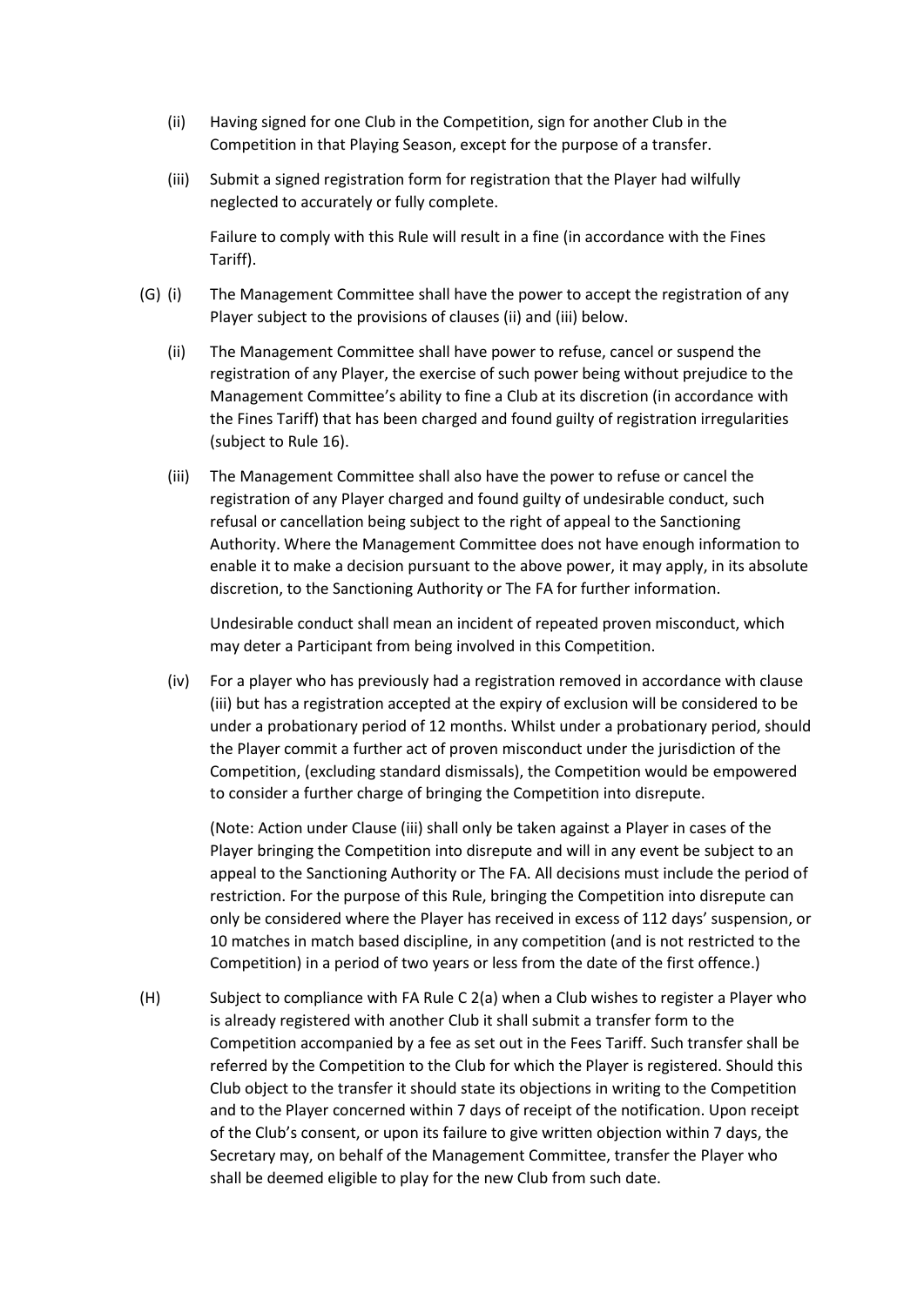(ii) Having signed for one Club in the Competition, sign for another Club in the Competition in that Playing Season, except for the purpose of a transfer.

(iii) Submit a signed registration form for registration that the Player had wilfully neglected to accurately or fully complete.

Failure to comply with this Rule will result in a fine (in accordance with the Fines Tariff).

(G) (i) The Management Committee shall have the power to accept the registration of any Player subject to the provisions of clauses (ii) and (iii) below.

(ii) The Management Committee shall have power to refuse, cancel or suspend the registration of any Player, the exercise of such power being without prejudice to the Management Committee's ability to fine a Club at its discretion (in accordance with the Fines Tariff) that has been charged and found guilty of registration irregularities (subject to Rule 16).

(iii) The Management Committee shall also have the power to refuse or cancel the registration of any Player charged and found guilty of undesirable conduct, such refusal or cancellation being subject to the right of appeal to the Sanctioning Authority. Where the Management Committee does not have enough information to enable it to make a decision pursuant to the above power, it may apply, in its absolute discretion, to the Sanctioning Authority or The FA for further information.

Undesirable conduct shall mean an incident of repeated proven misconduct, which may deter a Participant from being involved in this Competition.

(iv) For a player who has previously had a registration removed in accordance with clause (iii) but has a registration accepted at the expiry of exclusion will be considered to be under a probationary period of 12 months. Whilst under a probationary period, should the Player commit a further act of proven misconduct under the jurisdiction of the Competition, (excluding standard dismissals), the Competition would be empowered to consider a further charge of bringing the Competition into disrepute.

(Note: Action under Clause (iii) shall only be taken against a Player in cases of the Player bringing the Competition into disrepute and will in any event be subject to an appeal to the Sanctioning Authority or The FA. All decisions must include the period of restriction. For the purpose of this Rule, bringing the Competition into disrepute can only be considered where the Player has received in excess of 112 days' suspension, or 10 matches in match based discipline, in any competition (and is not restricted to the Competition) in a period of two years or less from the date of the first offence.)

(H) Subject to compliance with FA Rule C 2(a) when a Club wishes to register a Player who is already registered with another Club it shall submit a transfer form to the Competition accompanied by a fee as set out in the Fees Tariff. Such transfer shall be referred by the Competition to the Club for which the Player is registered. Should this Club object to the transfer it should state its objections in writing to the Competition and to the Player concerned within 7 days of receipt of the notification. Upon receipt of the Club's consent, or upon its failure to give written objection within 7 days, the Secretary may, on behalf of the Management Committee, transfer the Player who shall be deemed eligible to play for the new Club from such date.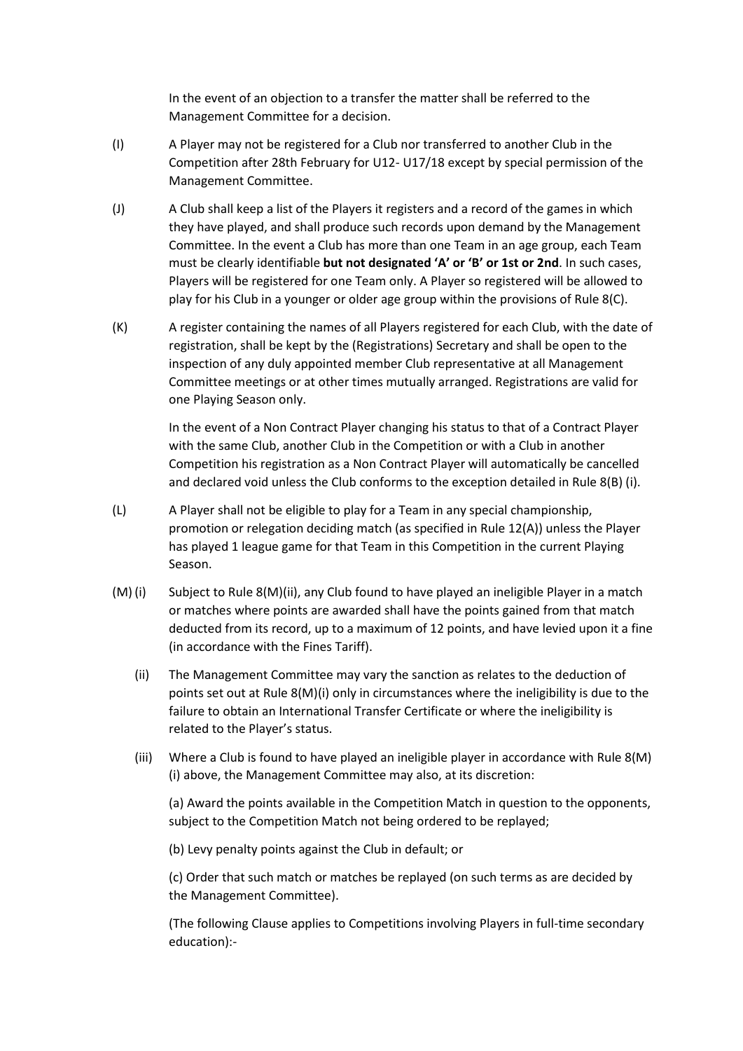In the event of an objection to a transfer the matter shall be referred to the Management Committee for a decision.

(I) A Player may not be registered for a Club nor transferred to another Club in the Competition after 28th February for U12- U17/18 except by special permission of the Management Committee.

(J) A Club shall keep a list of the Players it registers and a record of the games in which they have played, and shall produce such records upon demand by the Management Committee. In the event a Club has more than one Team in an age group, each Team must be clearly identifiable **but not designated 'A' or 'B' or 1st or 2nd**. In such cases, Players will be registered for one Team only. A Player so registered will be allowed to play for his Club in a younger or older age group within the provisions of Rule 8(C).

(K) A register containing the names of all Players registered for each Club, with the date of registration, shall be kept by the (Registrations) Secretary and shall be open to the inspection of any duly appointed member Club representative at all Management Committee meetings or at other times mutually arranged. Registrations are valid for one Playing Season only.

In the event of a Non Contract Player changing his status to that of a Contract Player with the same Club, another Club in the Competition or with a Club in another Competition his registration as a Non Contract Player will automatically be cancelled and declared void unless the Club conforms to the exception detailed in Rule 8(B) (i).

(L) A Player shall not be eligible to play for a Team in any special championship, promotion or relegation deciding match (as specified in Rule 12(A)) unless the Player has played 1 league game for that Team in this Competition in the current Playing Season.

(M) (i) Subject to Rule 8(M)(ii), any Club found to have played an ineligible Player in a match or matches where points are awarded shall have the points gained from that match deducted from its record, up to a maximum of 12 points, and have levied upon it a fine (in accordance with the Fines Tariff).

(ii) The Management Committee may vary the sanction as relates to the deduction of points set out at Rule 8(M)(i) only in circumstances where the ineligibility is due to the failure to obtain an International Transfer Certificate or where the ineligibility is related to the Player's status.

(iii) Where a Club is found to have played an ineligible player in accordance with Rule 8(M) (i) above, the Management Committee may also, at its discretion:

(a) Award the points available in the Competition Match in question to the opponents, subject to the Competition Match not being ordered to be replayed;

(b) Levy penalty points against the Club in default; or

(c) Order that such match or matches be replayed (on such terms as are decided by the Management Committee).

(The following Clause applies to Competitions involving Players in full-time secondary education):-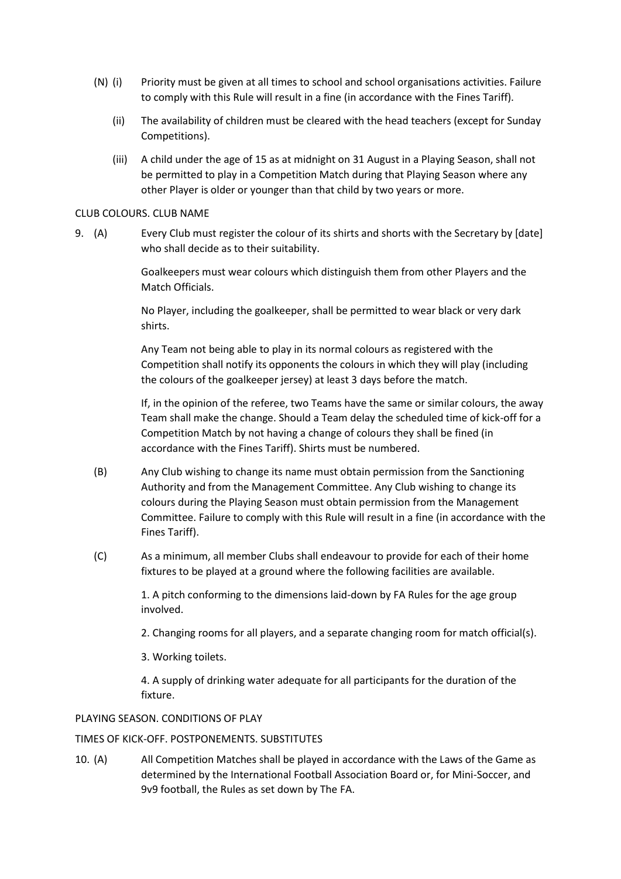(N) (i) Priority must be given at all times to school and school organisations activities. Failure to comply with this Rule will result in a fine (in accordance with the Fines Tariff).

(ii) The availability of children must be cleared with the head teachers (except for Sunday Competitions).

(iii) A child under the age of 15 as at midnight on 31 August in a Playing Season, shall not be permitted to play in a Competition Match during that Playing Season where any other Player is older or younger than that child by two years or more.

CLUB COLOURS. CLUB NAME

9. (A) Every Club must register the colour of its shirts and shorts with the Secretary by [date] who shall decide as to their suitability.

Goalkeepers must wear colours which distinguish them from other Players and the Match Officials.

No Player, including the goalkeeper, shall be permitted to wear black or very dark shirts.

Any Team not being able to play in its normal colours as registered with the Competition shall notify its opponents the colours in which they will play (including the colours of the goalkeeper jersey) at least 3 days before the match.

If, in the opinion of the referee, two Teams have the same or similar colours, the away Team shall make the change. Should a Team delay the scheduled time of kick-off for a Competition Match by not having a change of colours they shall be fined (in accordance with the Fines Tariff). Shirts must be numbered.

(B) Any Club wishing to change its name must obtain permission from the Sanctioning Authority and from the Management Committee. Any Club wishing to change its colours during the Playing Season must obtain permission from the Management Committee. Failure to comply with this Rule will result in a fine (in accordance with the Fines Tariff).

(C) As a minimum, all member Clubs shall endeavour to provide for each of their home fixtures to be played at a ground where the following facilities are available.

1. A pitch conforming to the dimensions laid-down by FA Rules for the age group involved.

2. Changing rooms for all players, and a separate changing room for match official(s).

3. Working toilets.

4. A supply of drinking water adequate for all participants for the duration of the fixture.

PLAYING SEASON. CONDITIONS OF PLAY

TIMES OF KICK-OFF. POSTPONEMENTS. SUBSTITUTES

10. (A) All Competition Matches shall be played in accordance with the Laws of the Game as determined by the International Football Association Board or, for Mini-Soccer, and 9v9 football, the Rules as set down by The FA.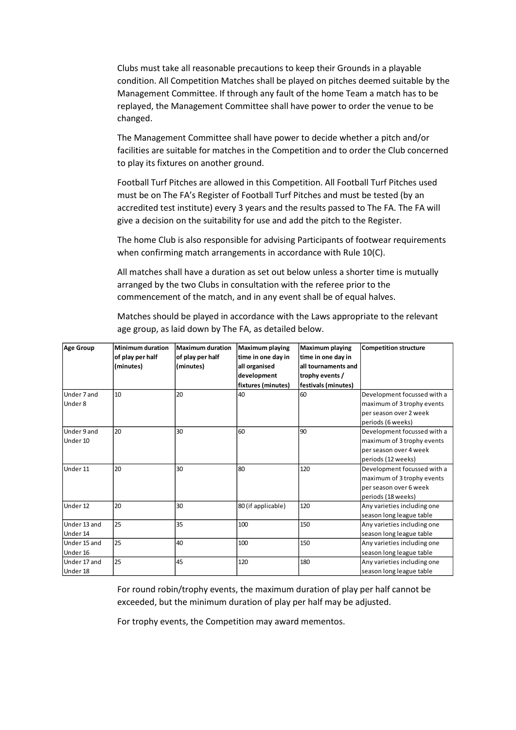Clubs must take all reasonable precautions to keep their Grounds in a playable condition. All Competition Matches shall be played on pitches deemed suitable by the Management Committee. If through any fault of the home Team a match has to be replayed, the Management Committee shall have power to order the venue to be changed.

The Management Committee shall have power to decide whether a pitch and/or facilities are suitable for matches in the Competition and to order the Club concerned to play its fixtures on another ground.

Football Turf Pitches are allowed in this Competition. All Football Turf Pitches used must be on The FA's Register of Football Turf Pitches and must be tested (by an accredited test institute) every 3 years and the results passed to The FA. The FA will give a decision on the suitability for use and add the pitch to the Register.

The home Club is also responsible for advising Participants of footwear requirements when confirming match arrangements in accordance with Rule 10(C).

All matches shall have a duration as set out below unless a shorter time is mutually arranged by the two Clubs in consultation with the referee prior to the commencement of the match, and in any event shall be of equal halves.

Matches should be played in accordance with the Laws appropriate to the relevant age group, as laid down by The FA, as detailed below.

| Age Group | Minimum duration of play per half (minutes) | Maximum duration of play per half (minutes) | Maximum playing time in one day in all organised development fixtures (minutes) | Maximum playing time in one day in all tournaments and trophy events / festivals (minutes) | Competition structure |
|---|---|---|---|---|---|
| Under 7 and Under 8 | 10 | 20 | 40 | 60 | Development focussed with a maximum of 3 trophy events per season over 2 week periods (6 weeks) |
| Under 9 and Under 10 | 20 | 30 | 60 | 90 | Development focussed with a maximum of 3 trophy events per season over 4 week periods (12 weeks) |
| Under 11 | 20 | 30 | 80 | 120 | Development focussed with a maximum of 3 trophy events per season over 6 week periods (18 weeks) |
| Under 12 | 20 | 30 | 80 (if applicable) | 120 | Any varieties including one season long league table |
| Under 13 and Under 14 | 25 | 35 | 100 | 150 | Any varieties including one season long league table |
| Under 15 and Under 16 | 25 | 40 | 100 | 150 | Any varieties including one season long league table |
| Under 17 and Under 18 | 25 | 45 | 120 | 180 | Any varieties including one season long league table |

For round robin/trophy events, the maximum duration of play per half cannot be exceeded, but the minimum duration of play per half may be adjusted.

For trophy events, the Competition may award mementos.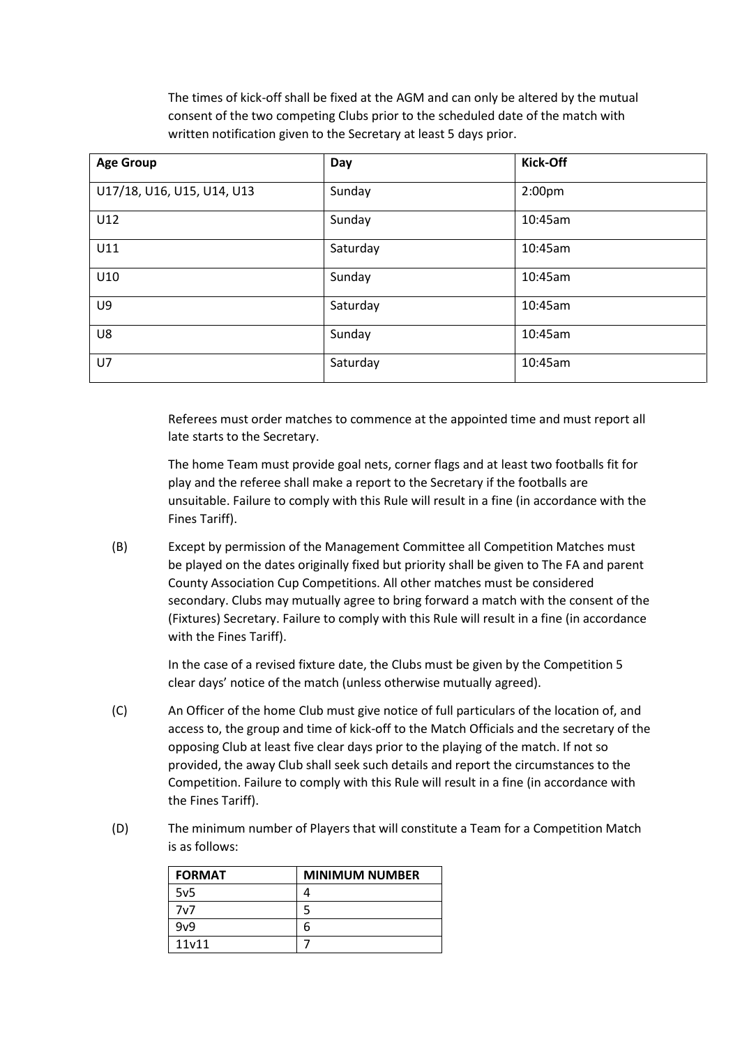The times of kick-off shall be fixed at the AGM and can only be altered by the mutual consent of the two competing Clubs prior to the scheduled date of the match with written notification given to the Secretary at least 5 days prior.

| Age Group | Day | Kick-Off |
|---|---|---|
| U17/18, U16, U15, U14, U13 | Sunday | 2:00pm |
| U12 | Sunday | 10:45am |
| U11 | Saturday | 10:45am |
| U10 | Sunday | 10:45am |
| U9 | Saturday | 10:45am |
| U8 | Sunday | 10:45am |
| U7 | Saturday | 10:45am |

Referees must order matches to commence at the appointed time and must report all late starts to the Secretary.

The home Team must provide goal nets, corner flags and at least two footballs fit for play and the referee shall make a report to the Secretary if the footballs are unsuitable. Failure to comply with this Rule will result in a fine (in accordance with the Fines Tariff).

(B) Except by permission of the Management Committee all Competition Matches must be played on the dates originally fixed but priority shall be given to The FA and parent County Association Cup Competitions. All other matches must be considered secondary. Clubs may mutually agree to bring forward a match with the consent of the (Fixtures) Secretary. Failure to comply with this Rule will result in a fine (in accordance with the Fines Tariff).

In the case of a revised fixture date, the Clubs must be given by the Competition 5 clear days' notice of the match (unless otherwise mutually agreed).

(C) An Officer of the home Club must give notice of full particulars of the location of, and access to, the group and time of kick-off to the Match Officials and the secretary of the opposing Club at least five clear days prior to the playing of the match. If not so provided, the away Club shall seek such details and report the circumstances to the Competition. Failure to comply with this Rule will result in a fine (in accordance with the Fines Tariff).

(D) The minimum number of Players that will constitute a Team for a Competition Match is as follows:

| FORMAT | MINIMUM NUMBER |
|---|---|
| 5v5 | 4 |
| 7v7 | 5 |
| 9v9 | 6 |
| 11v11 | 7 |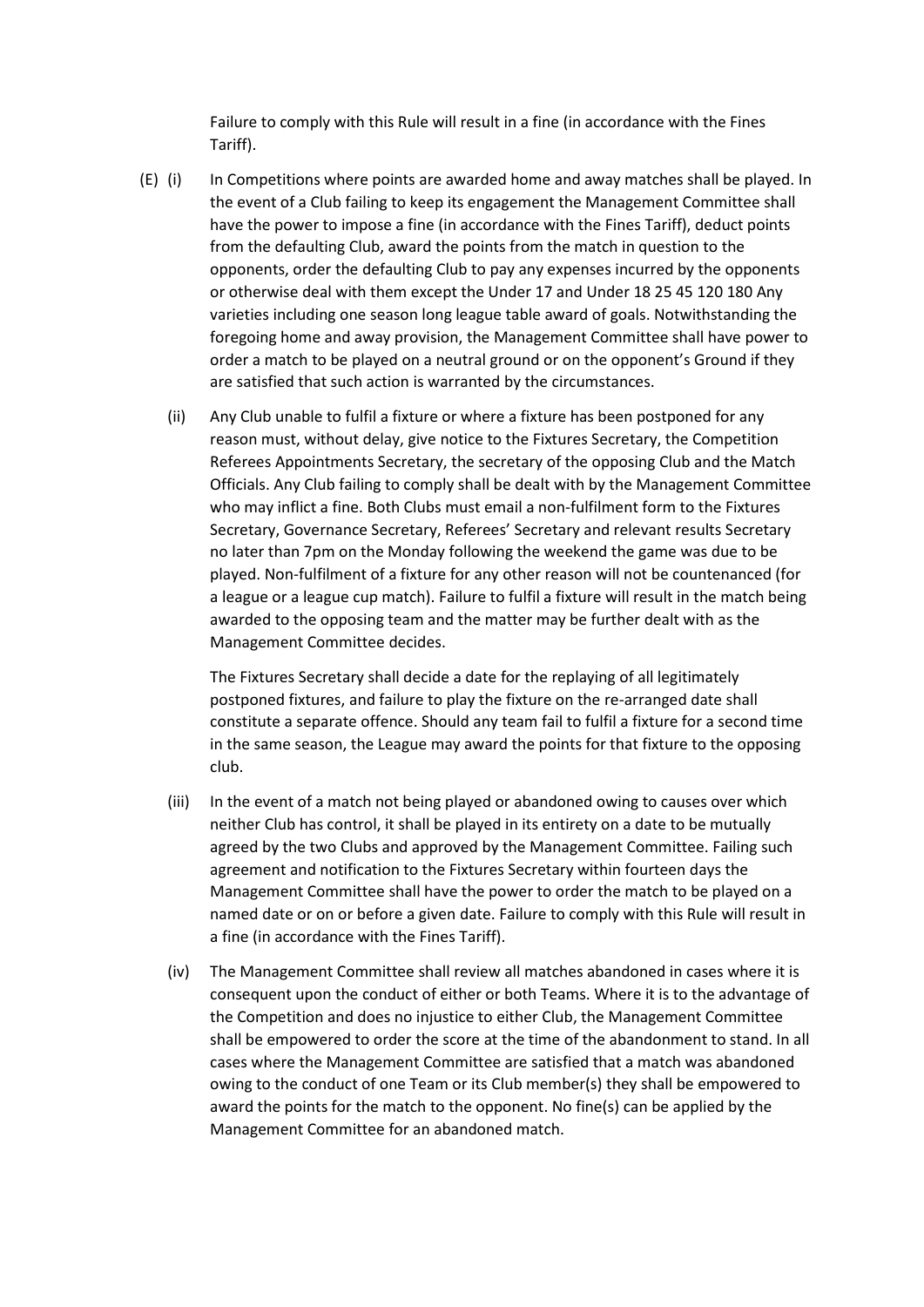Failure to comply with this Rule will result in a fine (in accordance with the Fines Tariff).

(E) (i) In Competitions where points are awarded home and away matches shall be played. In the event of a Club failing to keep its engagement the Management Committee shall have the power to impose a fine (in accordance with the Fines Tariff), deduct points from the defaulting Club, award the points from the match in question to the opponents, order the defaulting Club to pay any expenses incurred by the opponents or otherwise deal with them except the Under 17 and Under 18 25 45 120 180 Any varieties including one season long league table award of goals. Notwithstanding the foregoing home and away provision, the Management Committee shall have power to order a match to be played on a neutral ground or on the opponent's Ground if they are satisfied that such action is warranted by the circumstances.

(ii) Any Club unable to fulfil a fixture or where a fixture has been postponed for any reason must, without delay, give notice to the Fixtures Secretary, the Competition Referees Appointments Secretary, the secretary of the opposing Club and the Match Officials. Any Club failing to comply shall be dealt with by the Management Committee who may inflict a fine. Both Clubs must email a non-fulfilment form to the Fixtures Secretary, Governance Secretary, Referees' Secretary and relevant results Secretary no later than 7pm on the Monday following the weekend the game was due to be played. Non-fulfilment of a fixture for any other reason will not be countenanced (for a league or a league cup match). Failure to fulfil a fixture will result in the match being awarded to the opposing team and the matter may be further dealt with as the Management Committee decides.

The Fixtures Secretary shall decide a date for the replaying of all legitimately postponed fixtures, and failure to play the fixture on the re-arranged date shall constitute a separate offence. Should any team fail to fulfil a fixture for a second time in the same season, the League may award the points for that fixture to the opposing club.

(iii) In the event of a match not being played or abandoned owing to causes over which neither Club has control, it shall be played in its entirety on a date to be mutually agreed by the two Clubs and approved by the Management Committee. Failing such agreement and notification to the Fixtures Secretary within fourteen days the Management Committee shall have the power to order the match to be played on a named date or on or before a given date. Failure to comply with this Rule will result in a fine (in accordance with the Fines Tariff).

(iv) The Management Committee shall review all matches abandoned in cases where it is consequent upon the conduct of either or both Teams. Where it is to the advantage of the Competition and does no injustice to either Club, the Management Committee shall be empowered to order the score at the time of the abandonment to stand. In all cases where the Management Committee are satisfied that a match was abandoned owing to the conduct of one Team or its Club member(s) they shall be empowered to award the points for the match to the opponent. No fine(s) can be applied by the Management Committee for an abandoned match.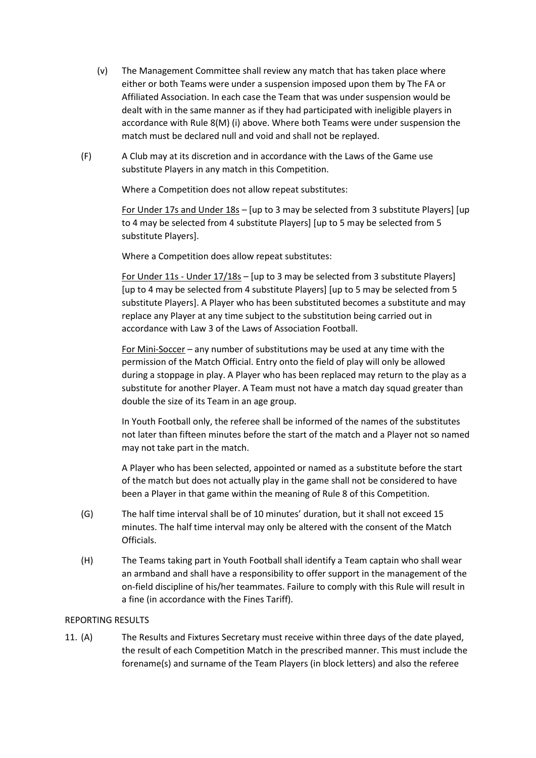(v) The Management Committee shall review any match that has taken place where either or both Teams were under a suspension imposed upon them by The FA or Affiliated Association. In each case the Team that was under suspension would be dealt with in the same manner as if they had participated with ineligible players in accordance with Rule 8(M) (i) above. Where both Teams were under suspension the match must be declared null and void and shall not be replayed.

(F) A Club may at its discretion and in accordance with the Laws of the Game use substitute Players in any match in this Competition.

Where a Competition does not allow repeat substitutes:

<u>For Under 17s and Under 18s</u> – [up to 3 may be selected from 3 substitute Players] [up to 4 may be selected from 4 substitute Players] [up to 5 may be selected from 5 substitute Players].

Where a Competition does allow repeat substitutes:

<u>For Under 11s - Under 17/18s</u> – [up to 3 may be selected from 3 substitute Players] [up to 4 may be selected from 4 substitute Players] [up to 5 may be selected from 5 substitute Players]. A Player who has been substituted becomes a substitute and may replace any Player at any time subject to the substitution being carried out in accordance with Law 3 of the Laws of Association Football.

<u>For Mini-Soccer</u> – any number of substitutions may be used at any time with the permission of the Match Official. Entry onto the field of play will only be allowed during a stoppage in play. A Player who has been replaced may return to the play as a substitute for another Player. A Team must not have a match day squad greater than double the size of its Team in an age group.

In Youth Football only, the referee shall be informed of the names of the substitutes not later than fifteen minutes before the start of the match and a Player not so named may not take part in the match.

A Player who has been selected, appointed or named as a substitute before the start of the match but does not actually play in the game shall not be considered to have been a Player in that game within the meaning of Rule 8 of this Competition.

(G) The half time interval shall be of 10 minutes' duration, but it shall not exceed 15 minutes. The half time interval may only be altered with the consent of the Match Officials.

(H) The Teams taking part in Youth Football shall identify a Team captain who shall wear an armband and shall have a responsibility to offer support in the management of the on-field discipline of his/her teammates. Failure to comply with this Rule will result in a fine (in accordance with the Fines Tariff).

REPORTING RESULTS

11. (A) The Results and Fixtures Secretary must receive within three days of the date played, the result of each Competition Match in the prescribed manner. This must include the forename(s) and surname of the Team Players (in block letters) and also the referee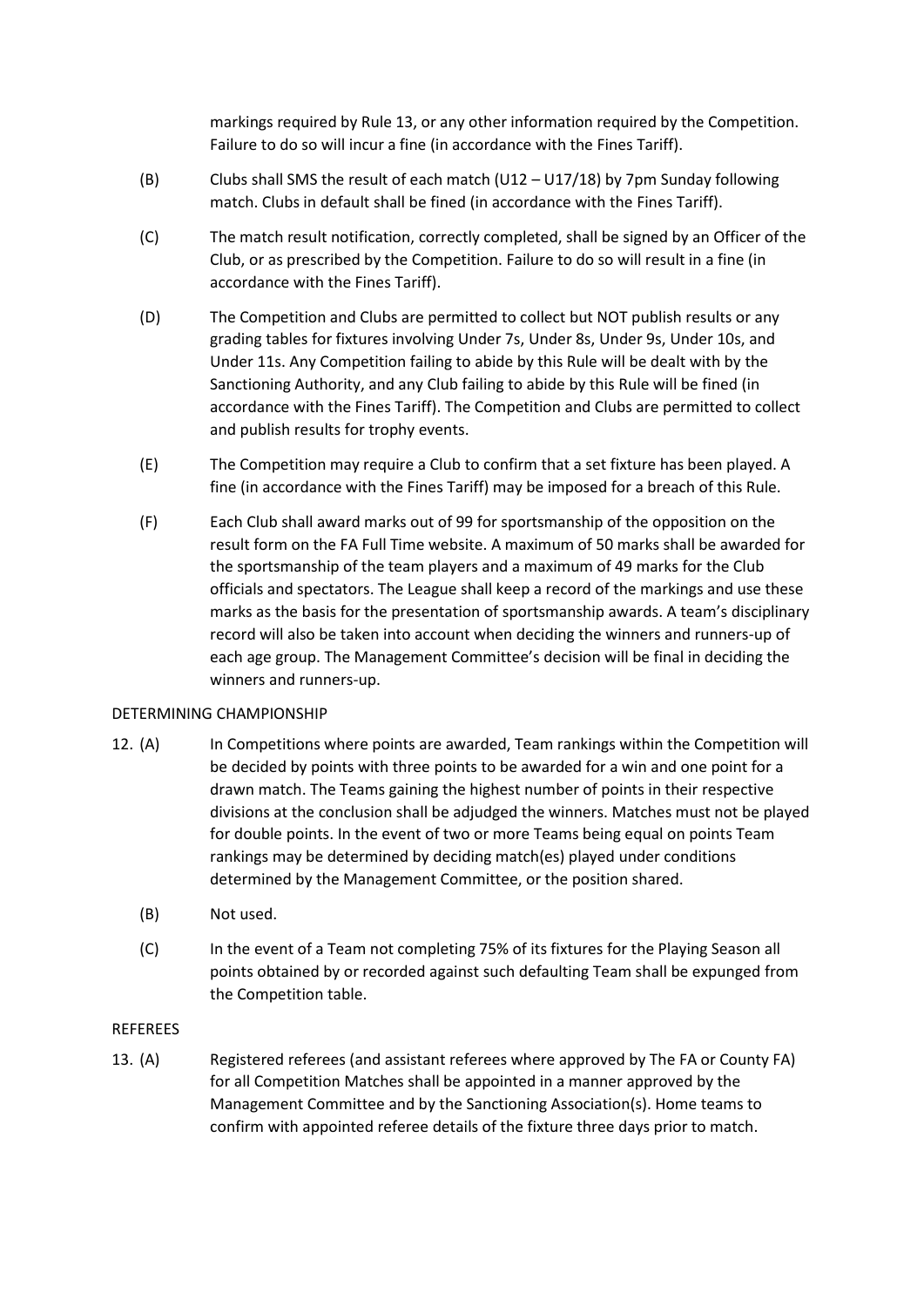markings required by Rule 13, or any other information required by the Competition. Failure to do so will incur a fine (in accordance with the Fines Tariff).

(B) Clubs shall SMS the result of each match (U12 – U17/18) by 7pm Sunday following match. Clubs in default shall be fined (in accordance with the Fines Tariff).

(C) The match result notification, correctly completed, shall be signed by an Officer of the Club, or as prescribed by the Competition. Failure to do so will result in a fine (in accordance with the Fines Tariff).

(D) The Competition and Clubs are permitted to collect but NOT publish results or any grading tables for fixtures involving Under 7s, Under 8s, Under 9s, Under 10s, and Under 11s. Any Competition failing to abide by this Rule will be dealt with by the Sanctioning Authority, and any Club failing to abide by this Rule will be fined (in accordance with the Fines Tariff). The Competition and Clubs are permitted to collect and publish results for trophy events.

(E) The Competition may require a Club to confirm that a set fixture has been played. A fine (in accordance with the Fines Tariff) may be imposed for a breach of this Rule.

(F) Each Club shall award marks out of 99 for sportsmanship of the opposition on the result form on the FA Full Time website. A maximum of 50 marks shall be awarded for the sportsmanship of the team players and a maximum of 49 marks for the Club officials and spectators. The League shall keep a record of the markings and use these marks as the basis for the presentation of sportsmanship awards. A team's disciplinary record will also be taken into account when deciding the winners and runners-up of each age group. The Management Committee's decision will be final in deciding the winners and runners-up.

DETERMINING CHAMPIONSHIP

12. (A) In Competitions where points are awarded, Team rankings within the Competition will be decided by points with three points to be awarded for a win and one point for a drawn match. The Teams gaining the highest number of points in their respective divisions at the conclusion shall be adjudged the winners. Matches must not be played for double points. In the event of two or more Teams being equal on points Team rankings may be determined by deciding match(es) played under conditions determined by the Management Committee, or the position shared.

(B) Not used.

(C) In the event of a Team not completing 75% of its fixtures for the Playing Season all points obtained by or recorded against such defaulting Team shall be expunged from the Competition table.

REFEREES

13. (A) Registered referees (and assistant referees where approved by The FA or County FA) for all Competition Matches shall be appointed in a manner approved by the Management Committee and by the Sanctioning Association(s). Home teams to confirm with appointed referee details of the fixture three days prior to match.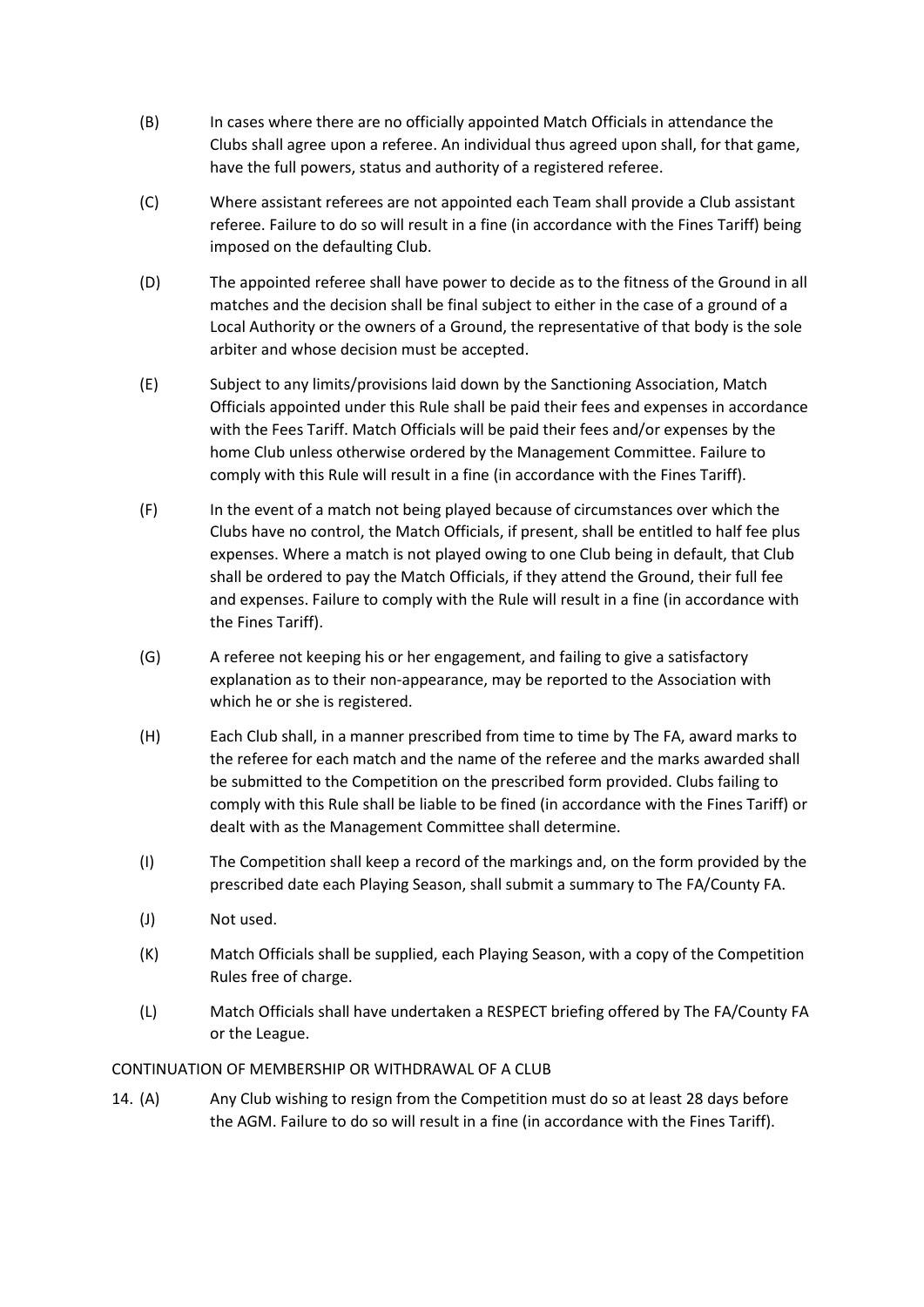(B) In cases where there are no officially appointed Match Officials in attendance the Clubs shall agree upon a referee. An individual thus agreed upon shall, for that game, have the full powers, status and authority of a registered referee.

(C) Where assistant referees are not appointed each Team shall provide a Club assistant referee. Failure to do so will result in a fine (in accordance with the Fines Tariff) being imposed on the defaulting Club.

(D) The appointed referee shall have power to decide as to the fitness of the Ground in all matches and the decision shall be final subject to either in the case of a ground of a Local Authority or the owners of a Ground, the representative of that body is the sole arbiter and whose decision must be accepted.

(E) Subject to any limits/provisions laid down by the Sanctioning Association, Match Officials appointed under this Rule shall be paid their fees and expenses in accordance with the Fees Tariff. Match Officials will be paid their fees and/or expenses by the home Club unless otherwise ordered by the Management Committee. Failure to comply with this Rule will result in a fine (in accordance with the Fines Tariff).

(F) In the event of a match not being played because of circumstances over which the Clubs have no control, the Match Officials, if present, shall be entitled to half fee plus expenses. Where a match is not played owing to one Club being in default, that Club shall be ordered to pay the Match Officials, if they attend the Ground, their full fee and expenses. Failure to comply with the Rule will result in a fine (in accordance with the Fines Tariff).

(G) A referee not keeping his or her engagement, and failing to give a satisfactory explanation as to their non-appearance, may be reported to the Association with which he or she is registered.

(H) Each Club shall, in a manner prescribed from time to time by The FA, award marks to the referee for each match and the name of the referee and the marks awarded shall be submitted to the Competition on the prescribed form provided. Clubs failing to comply with this Rule shall be liable to be fined (in accordance with the Fines Tariff) or dealt with as the Management Committee shall determine.

(I) The Competition shall keep a record of the markings and, on the form provided by the prescribed date each Playing Season, shall submit a summary to The FA/County FA.

(J) Not used.

(K) Match Officials shall be supplied, each Playing Season, with a copy of the Competition Rules free of charge.

(L) Match Officials shall have undertaken a RESPECT briefing offered by The FA/County FA or the League.

CONTINUATION OF MEMBERSHIP OR WITHDRAWAL OF A CLUB

14. (A) Any Club wishing to resign from the Competition must do so at least 28 days before the AGM. Failure to do so will result in a fine (in accordance with the Fines Tariff).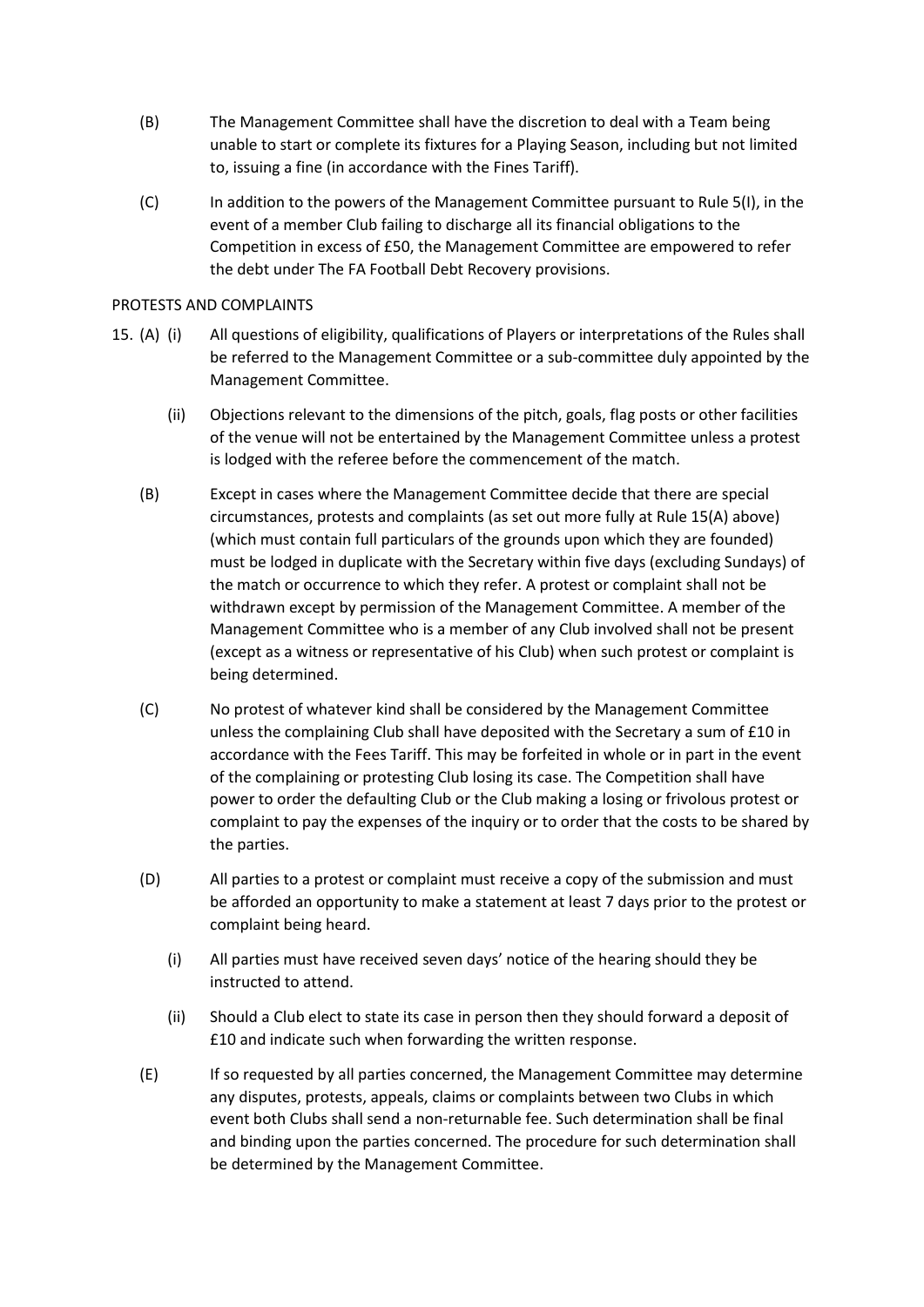(B) The Management Committee shall have the discretion to deal with a Team being unable to start or complete its fixtures for a Playing Season, including but not limited to, issuing a fine (in accordance with the Fines Tariff).

(C) In addition to the powers of the Management Committee pursuant to Rule 5(I), in the event of a member Club failing to discharge all its financial obligations to the Competition in excess of £50, the Management Committee are empowered to refer the debt under The FA Football Debt Recovery provisions.

PROTESTS AND COMPLAINTS

15. (A) (i) All questions of eligibility, qualifications of Players or interpretations of the Rules shall be referred to the Management Committee or a sub-committee duly appointed by the Management Committee.

(ii) Objections relevant to the dimensions of the pitch, goals, flag posts or other facilities of the venue will not be entertained by the Management Committee unless a protest is lodged with the referee before the commencement of the match.

(B) Except in cases where the Management Committee decide that there are special circumstances, protests and complaints (as set out more fully at Rule 15(A) above) (which must contain full particulars of the grounds upon which they are founded) must be lodged in duplicate with the Secretary within five days (excluding Sundays) of the match or occurrence to which they refer. A protest or complaint shall not be withdrawn except by permission of the Management Committee. A member of the Management Committee who is a member of any Club involved shall not be present (except as a witness or representative of his Club) when such protest or complaint is being determined.

(C) No protest of whatever kind shall be considered by the Management Committee unless the complaining Club shall have deposited with the Secretary a sum of £10 in accordance with the Fees Tariff. This may be forfeited in whole or in part in the event of the complaining or protesting Club losing its case. The Competition shall have power to order the defaulting Club or the Club making a losing or frivolous protest or complaint to pay the expenses of the inquiry or to order that the costs to be shared by the parties.

(D) All parties to a protest or complaint must receive a copy of the submission and must be afforded an opportunity to make a statement at least 7 days prior to the protest or complaint being heard.

(i) All parties must have received seven days' notice of the hearing should they be instructed to attend.

(ii) Should a Club elect to state its case in person then they should forward a deposit of £10 and indicate such when forwarding the written response.

(E) If so requested by all parties concerned, the Management Committee may determine any disputes, protests, appeals, claims or complaints between two Clubs in which event both Clubs shall send a non-returnable fee. Such determination shall be final and binding upon the parties concerned. The procedure for such determination shall be determined by the Management Committee.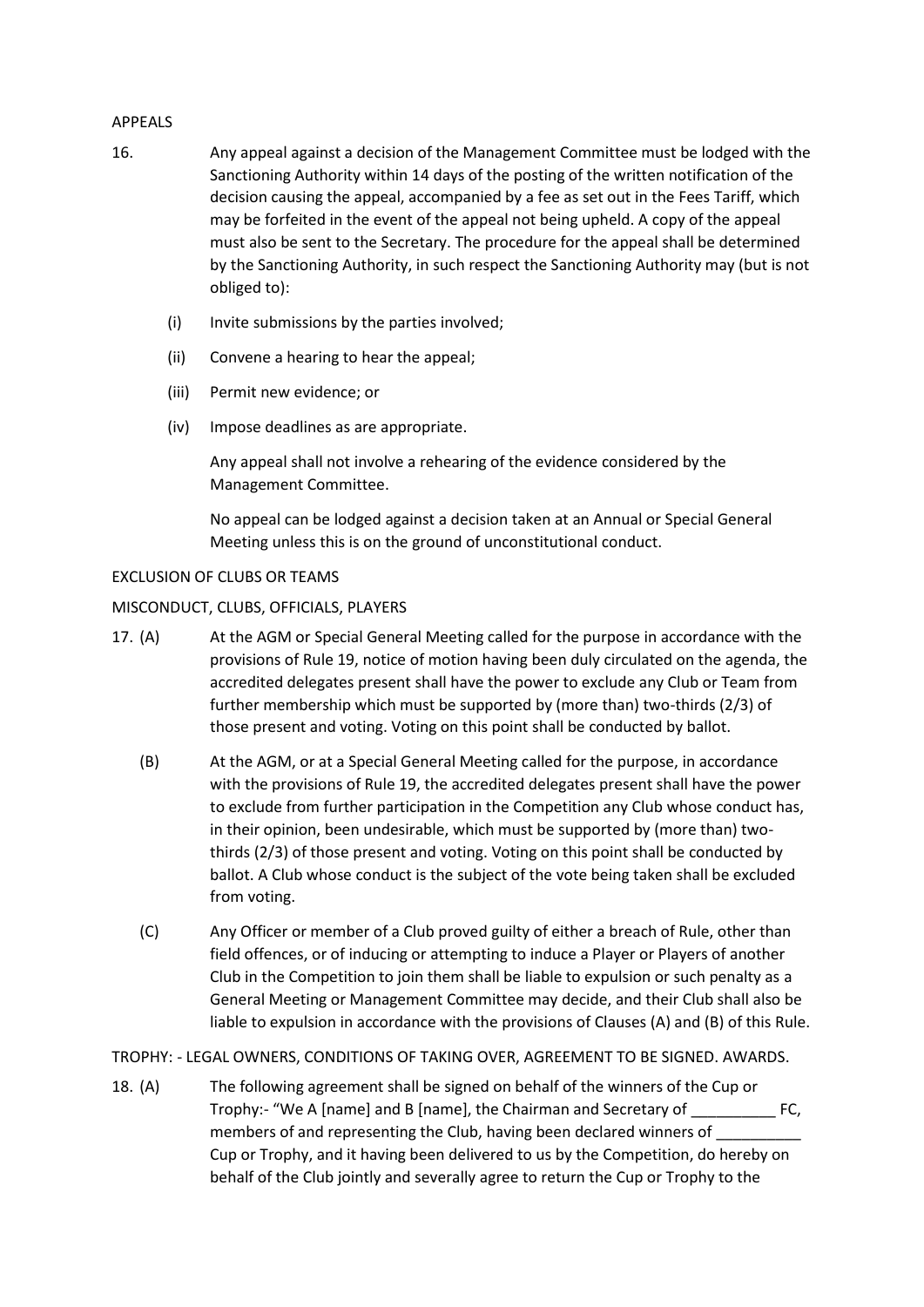APPEALS

16. Any appeal against a decision of the Management Committee must be lodged with the Sanctioning Authority within 14 days of the posting of the written notification of the decision causing the appeal, accompanied by a fee as set out in the Fees Tariff, which may be forfeited in the event of the appeal not being upheld. A copy of the appeal must also be sent to the Secretary. The procedure for the appeal shall be determined by the Sanctioning Authority, in such respect the Sanctioning Authority may (but is not obliged to):

    (i) Invite submissions by the parties involved;

    (ii) Convene a hearing to hear the appeal;

    (iii) Permit new evidence; or

    (iv) Impose deadlines as are appropriate.

    Any appeal shall not involve a rehearing of the evidence considered by the Management Committee.

    No appeal can be lodged against a decision taken at an Annual or Special General Meeting unless this is on the ground of unconstitutional conduct.

EXCLUSION OF CLUBS OR TEAMS

MISCONDUCT, CLUBS, OFFICIALS, PLAYERS

17. (A) At the AGM or Special General Meeting called for the purpose in accordance with the provisions of Rule 19, notice of motion having been duly circulated on the agenda, the accredited delegates present shall have the power to exclude any Club or Team from further membership which must be supported by (more than) two-thirds (2/3) of those present and voting. Voting on this point shall be conducted by ballot.

    (B) At the AGM, or at a Special General Meeting called for the purpose, in accordance with the provisions of Rule 19, the accredited delegates present shall have the power to exclude from further participation in the Competition any Club whose conduct has, in their opinion, been undesirable, which must be supported by (more than) two-thirds (2/3) of those present and voting. Voting on this point shall be conducted by ballot. A Club whose conduct is the subject of the vote being taken shall be excluded from voting.

    (C) Any Officer or member of a Club proved guilty of either a breach of Rule, other than field offences, or of inducing or attempting to induce a Player or Players of another Club in the Competition to join them shall be liable to expulsion or such penalty as a General Meeting or Management Committee may decide, and their Club shall also be liable to expulsion in accordance with the provisions of Clauses (A) and (B) of this Rule.

TROPHY: - LEGAL OWNERS, CONDITIONS OF TAKING OVER, AGREEMENT TO BE SIGNED. AWARDS.

18. (A) The following agreement shall be signed on behalf of the winners of the Cup or Trophy:- "We A [name] and B [name], the Chairman and Secretary of __________ FC, members of and representing the Club, having been declared winners of __________ Cup or Trophy, and it having been delivered to us by the Competition, do hereby on behalf of the Club jointly and severally agree to return the Cup or Trophy to the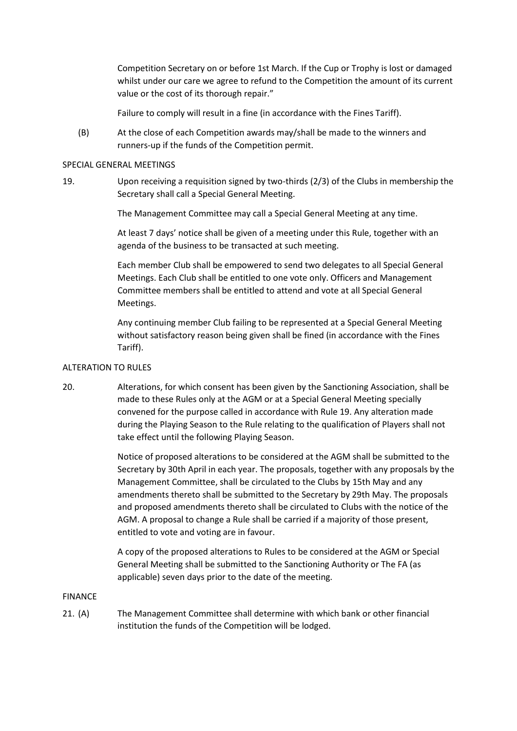Competition Secretary on or before 1st March. If the Cup or Trophy is lost or damaged whilst under our care we agree to refund to the Competition the amount of its current value or the cost of its thorough repair."

Failure to comply will result in a fine (in accordance with the Fines Tariff).

(B) At the close of each Competition awards may/shall be made to the winners and runners-up if the funds of the Competition permit.

SPECIAL GENERAL MEETINGS

19. Upon receiving a requisition signed by two-thirds (2/3) of the Clubs in membership the Secretary shall call a Special General Meeting.

The Management Committee may call a Special General Meeting at any time.

At least 7 days' notice shall be given of a meeting under this Rule, together with an agenda of the business to be transacted at such meeting.

Each member Club shall be empowered to send two delegates to all Special General Meetings. Each Club shall be entitled to one vote only. Officers and Management Committee members shall be entitled to attend and vote at all Special General Meetings.

Any continuing member Club failing to be represented at a Special General Meeting without satisfactory reason being given shall be fined (in accordance with the Fines Tariff).

ALTERATION TO RULES

20. Alterations, for which consent has been given by the Sanctioning Association, shall be made to these Rules only at the AGM or at a Special General Meeting specially convened for the purpose called in accordance with Rule 19. Any alteration made during the Playing Season to the Rule relating to the qualification of Players shall not take effect until the following Playing Season.

Notice of proposed alterations to be considered at the AGM shall be submitted to the Secretary by 30th April in each year. The proposals, together with any proposals by the Management Committee, shall be circulated to the Clubs by 15th May and any amendments thereto shall be submitted to the Secretary by 29th May. The proposals and proposed amendments thereto shall be circulated to Clubs with the notice of the AGM. A proposal to change a Rule shall be carried if a majority of those present, entitled to vote and voting are in favour.

A copy of the proposed alterations to Rules to be considered at the AGM or Special General Meeting shall be submitted to the Sanctioning Authority or The FA (as applicable) seven days prior to the date of the meeting.

FINANCE

21. (A) The Management Committee shall determine with which bank or other financial institution the funds of the Competition will be lodged.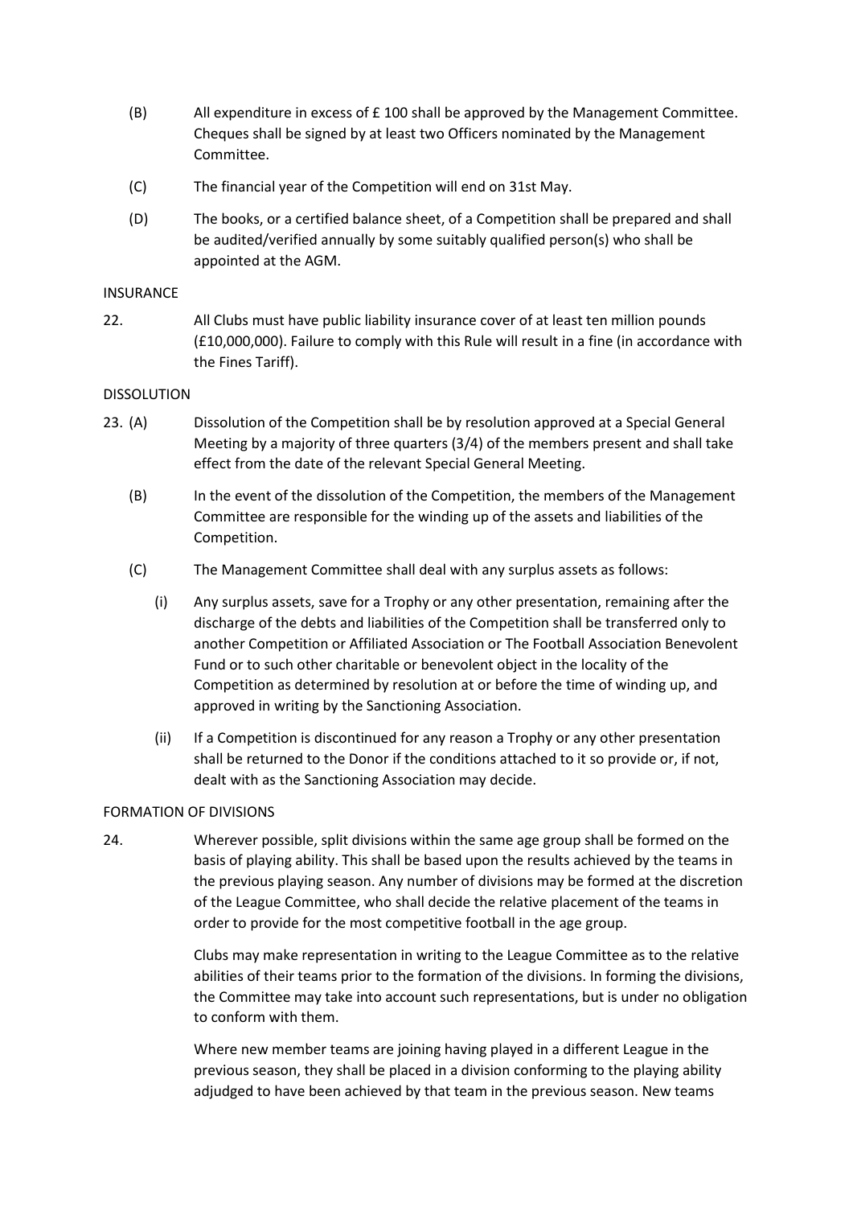(B) All expenditure in excess of £ 100 shall be approved by the Management Committee. Cheques shall be signed by at least two Officers nominated by the Management Committee.

(C) The financial year of the Competition will end on 31st May.

(D) The books, or a certified balance sheet, of a Competition shall be prepared and shall be audited/verified annually by some suitably qualified person(s) who shall be appointed at the AGM.

INSURANCE

22. All Clubs must have public liability insurance cover of at least ten million pounds (£10,000,000). Failure to comply with this Rule will result in a fine (in accordance with the Fines Tariff).

DISSOLUTION

23. (A) Dissolution of the Competition shall be by resolution approved at a Special General Meeting by a majority of three quarters (3/4) of the members present and shall take effect from the date of the relevant Special General Meeting.

(B) In the event of the dissolution of the Competition, the members of the Management Committee are responsible for the winding up of the assets and liabilities of the Competition.

(C) The Management Committee shall deal with any surplus assets as follows:

(i) Any surplus assets, save for a Trophy or any other presentation, remaining after the discharge of the debts and liabilities of the Competition shall be transferred only to another Competition or Affiliated Association or The Football Association Benevolent Fund or to such other charitable or benevolent object in the locality of the Competition as determined by resolution at or before the time of winding up, and approved in writing by the Sanctioning Association.

(ii) If a Competition is discontinued for any reason a Trophy or any other presentation shall be returned to the Donor if the conditions attached to it so provide or, if not, dealt with as the Sanctioning Association may decide.

FORMATION OF DIVISIONS

24. Wherever possible, split divisions within the same age group shall be formed on the basis of playing ability. This shall be based upon the results achieved by the teams in the previous playing season. Any number of divisions may be formed at the discretion of the League Committee, who shall decide the relative placement of the teams in order to provide for the most competitive football in the age group.

Clubs may make representation in writing to the League Committee as to the relative abilities of their teams prior to the formation of the divisions. In forming the divisions, the Committee may take into account such representations, but is under no obligation to conform with them.

Where new member teams are joining having played in a different League in the previous season, they shall be placed in a division conforming to the playing ability adjudged to have been achieved by that team in the previous season. New teams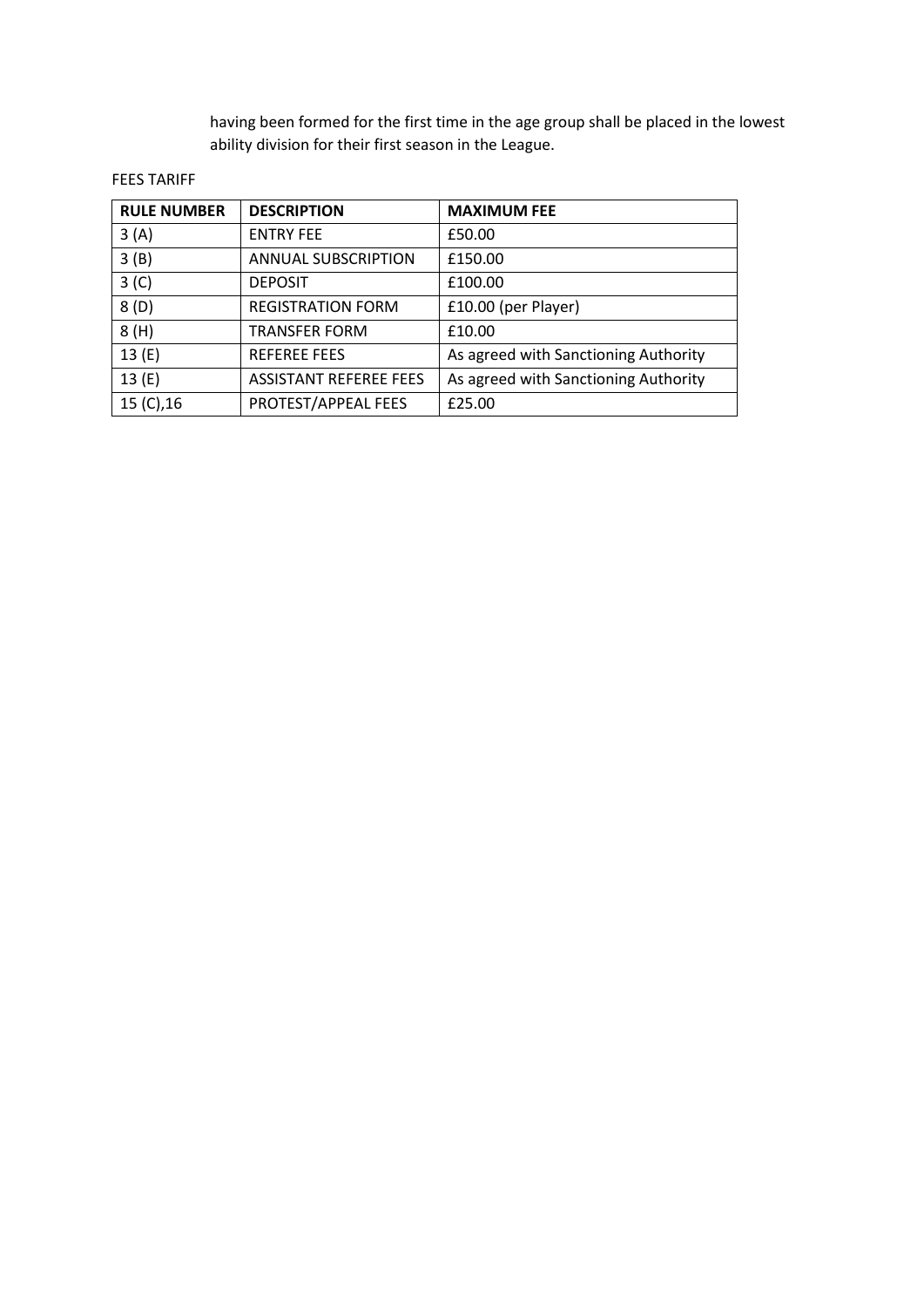having been formed for the first time in the age group shall be placed in the lowest ability division for their first season in the League.

FEES TARIFF

| RULE NUMBER | DESCRIPTION | MAXIMUM FEE |
| --- | --- | --- |
| 3 (A) | ENTRY FEE | £50.00 |
| 3 (B) | ANNUAL SUBSCRIPTION | £150.00 |
| 3 (C) | DEPOSIT | £100.00 |
| 8 (D) | REGISTRATION FORM | £10.00 (per Player) |
| 8 (H) | TRANSFER FORM | £10.00 |
| 13 (E) | REFEREE FEES | As agreed with Sanctioning Authority |
| 13 (E) | ASSISTANT REFEREE FEES | As agreed with Sanctioning Authority |
| 15 (C),16 | PROTEST/APPEAL FEES | £25.00 |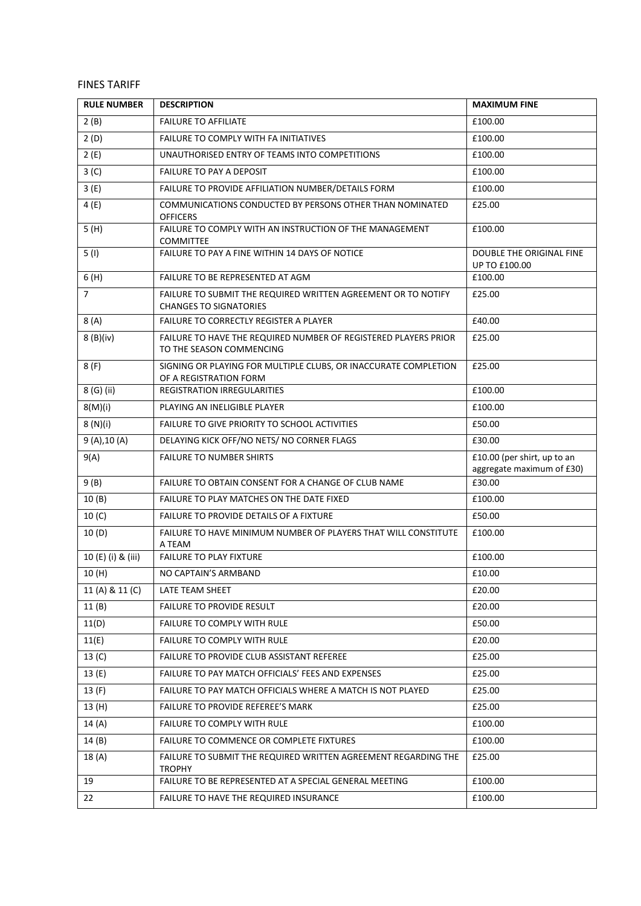FINES TARIFF

| RULE NUMBER | DESCRIPTION | MAXIMUM FINE |
|---|---|---|
| 2 (B) | FAILURE TO AFFILIATE | £100.00 |
| 2 (D) | FAILURE TO COMPLY WITH FA INITIATIVES | £100.00 |
| 2 (E) | UNAUTHORISED ENTRY OF TEAMS INTO COMPETITIONS | £100.00 |
| 3 (C) | FAILURE TO PAY A DEPOSIT | £100.00 |
| 3 (E) | FAILURE TO PROVIDE AFFILIATION NUMBER/DETAILS FORM | £100.00 |
| 4 (E) | COMMUNICATIONS CONDUCTED BY PERSONS OTHER THAN NOMINATED OFFICERS | £25.00 |
| 5 (H) | FAILURE TO COMPLY WITH AN INSTRUCTION OF THE MANAGEMENT COMMITTEE | £100.00 |
| 5 (I) | FAILURE TO PAY A FINE WITHIN 14 DAYS OF NOTICE | DOUBLE THE ORIGINAL FINE UP TO £100.00 |
| 6 (H) | FAILURE TO BE REPRESENTED AT AGM | £100.00 |
| 7 | FAILURE TO SUBMIT THE REQUIRED WRITTEN AGREEMENT OR TO NOTIFY CHANGES TO SIGNATORIES | £25.00 |
| 8 (A) | FAILURE TO CORRECTLY REGISTER A PLAYER | £40.00 |
| 8 (B)(iv) | FAILURE TO HAVE THE REQUIRED NUMBER OF REGISTERED PLAYERS PRIOR TO THE SEASON COMMENCING | £25.00 |
| 8 (F) | SIGNING OR PLAYING FOR MULTIPLE CLUBS, OR INACCURATE COMPLETION OF A REGISTRATION FORM | £25.00 |
| 8 (G) (ii) | REGISTRATION IRREGULARITIES | £100.00 |
| 8(M)(i) | PLAYING AN INELIGIBLE PLAYER | £100.00 |
| 8 (N)(i) | FAILURE TO GIVE PRIORITY TO SCHOOL ACTIVITIES | £50.00 |
| 9 (A),10 (A) | DELAYING KICK OFF/NO NETS/ NO CORNER FLAGS | £30.00 |
| 9(A) | FAILURE TO NUMBER SHIRTS | £10.00 (per shirt, up to an aggregate maximum of £30) |
| 9 (B) | FAILURE TO OBTAIN CONSENT FOR A CHANGE OF CLUB NAME | £30.00 |
| 10 (B) | FAILURE TO PLAY MATCHES ON THE DATE FIXED | £100.00 |
| 10 (C) | FAILURE TO PROVIDE DETAILS OF A FIXTURE | £50.00 |
| 10 (D) | FAILURE TO HAVE MINIMUM NUMBER OF PLAYERS THAT WILL CONSTITUTE A TEAM | £100.00 |
| 10 (E) (i) & (iii) | FAILURE TO PLAY FIXTURE | £100.00 |
| 10 (H) | NO CAPTAIN'S ARMBAND | £10.00 |
| 11 (A) & 11 (C) | LATE TEAM SHEET | £20.00 |
| 11 (B) | FAILURE TO PROVIDE RESULT | £20.00 |
| 11(D) | FAILURE TO COMPLY WITH RULE | £50.00 |
| 11(E) | FAILURE TO COMPLY WITH RULE | £20.00 |
| 13 (C) | FAILURE TO PROVIDE CLUB ASSISTANT REFEREE | £25.00 |
| 13 (E) | FAILURE TO PAY MATCH OFFICIALS' FEES AND EXPENSES | £25.00 |
| 13 (F) | FAILURE TO PAY MATCH OFFICIALS WHERE A MATCH IS NOT PLAYED | £25.00 |
| 13 (H) | FAILURE TO PROVIDE REFEREE'S MARK | £25.00 |
| 14 (A) | FAILURE TO COMPLY WITH RULE | £100.00 |
| 14 (B) | FAILURE TO COMMENCE OR COMPLETE FIXTURES | £100.00 |
| 18 (A) | FAILURE TO SUBMIT THE REQUIRED WRITTEN AGREEMENT REGARDING THE TROPHY | £25.00 |
| 19 | FAILURE TO BE REPRESENTED AT A SPECIAL GENERAL MEETING | £100.00 |
| 22 | FAILURE TO HAVE THE REQUIRED INSURANCE | £100.00 |